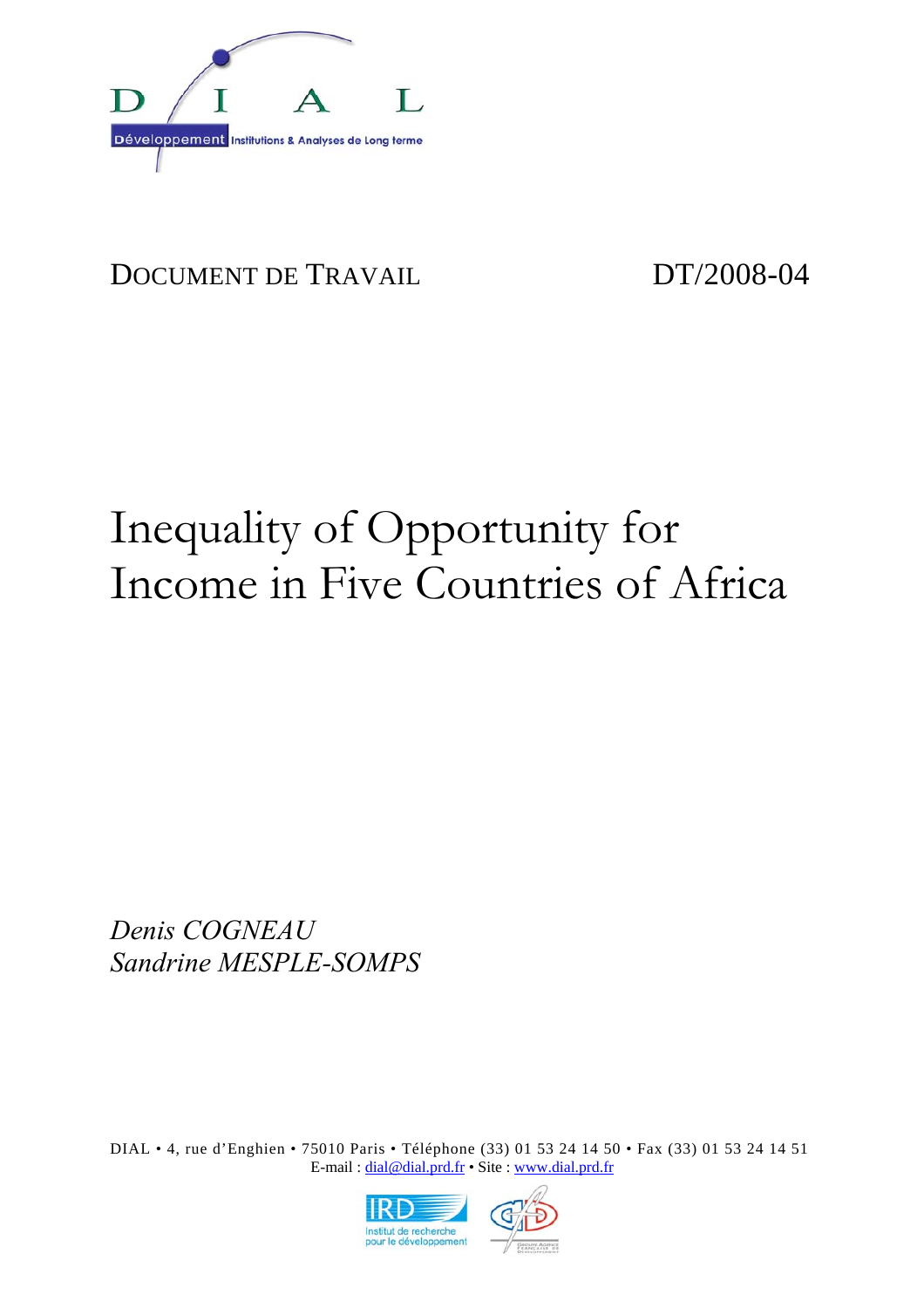DIAL

Développement Institutions & Analyses de Long terme

DOCUMENT DE TRAVAIL DT/2008-04

# Inequality of Opportunity for Income in Five Countries of Africa

*Denis COGNEAU*
*Sandrine MESPLE-SOMPS*

DIAL • 4, rue d'Enghien • 75010 Paris • Téléphone (33) 01 53 24 14 50 • Fax (33) 01 53 24 14 51
E-mail : dial@dial.prd.fr • Site : www.dial.prd.fr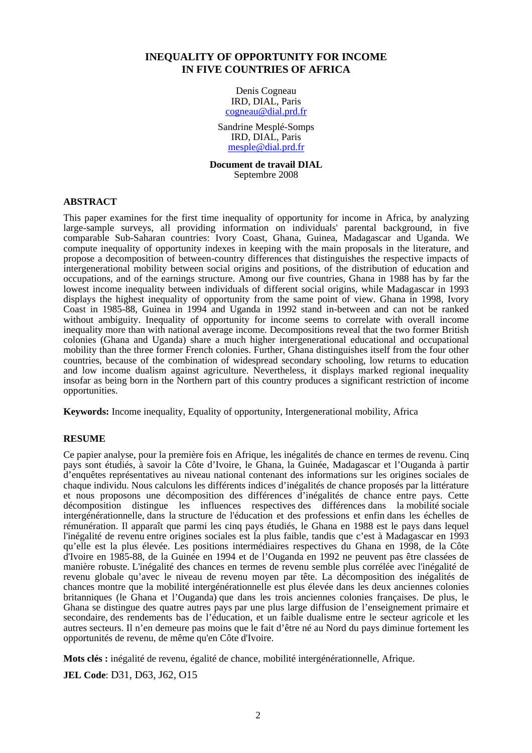# INEQUALITY OF OPPORTUNITY FOR INCOME IN FIVE COUNTRIES OF AFRICA

Denis Cogneau
IRD, DIAL, Paris
cogneau@dial.prd.fr

Sandrine Mesplé-Somps
IRD, DIAL, Paris
mesple@dial.prd.fr

**Document de travail DIAL**
Septembre 2008

## ABSTRACT

This paper examines for the first time inequality of opportunity for income in Africa, by analyzing large-sample surveys, all providing information on individuals' parental background, in five comparable Sub-Saharan countries: Ivory Coast, Ghana, Guinea, Madagascar and Uganda. We compute inequality of opportunity indexes in keeping with the main proposals in the literature, and propose a decomposition of between-country differences that distinguishes the respective impacts of intergenerational mobility between social origins and positions, of the distribution of education and occupations, and of the earnings structure. Among our five countries, Ghana in 1988 has by far the lowest income inequality between individuals of different social origins, while Madagascar in 1993 displays the highest inequality of opportunity from the same point of view. Ghana in 1998, Ivory Coast in 1985-88, Guinea in 1994 and Uganda in 1992 stand in-between and can not be ranked without ambiguity. Inequality of opportunity for income seems to correlate with overall income inequality more than with national average income. Decompositions reveal that the two former British colonies (Ghana and Uganda) share a much higher intergenerational educational and occupational mobility than the three former French colonies. Further, Ghana distinguishes itself from the four other countries, because of the combination of widespread secondary schooling, low returns to education and low income dualism against agriculture. Nevertheless, it displays marked regional inequality insofar as being born in the Northern part of this country produces a significant restriction of income opportunities.

**Keywords:** Income inequality, Equality of opportunity, Intergenerational mobility, Africa

## RESUME

Ce papier analyse, pour la première fois en Afrique, les inégalités de chance en termes de revenu. Cinq pays sont étudiés, à savoir la Côte d'Ivoire, le Ghana, la Guinée, Madagascar et l'Ouganda à partir d'enquêtes représentatives au niveau national contenant des informations sur les origines sociales de chaque individu. Nous calculons les différents indices d'inégalités de chance proposés par la littérature et nous proposons une décomposition des différences d'inégalités de chance entre pays. Cette décomposition distingue les influences respectives des différences dans la mobilité sociale intergénérationnelle, dans la structure de l'éducation et des professions et enfin dans les échelles de rémunération. Il apparaît que parmi les cinq pays étudiés, le Ghana en 1988 est le pays dans lequel l'inégalité de revenu entre origines sociales est la plus faible, tandis que c'est à Madagascar en 1993 qu'elle est la plus élevée. Les positions intermédiaires respectives du Ghana en 1998, de la Côte d'Ivoire en 1985-88, de la Guinée en 1994 et de l'Ouganda en 1992 ne peuvent pas être classées de manière robuste. L'inégalité des chances en termes de revenu semble plus corrélée avec l'inégalité de revenu globale qu'avec le niveau de revenu moyen par tête. La décomposition des inégalités de chances montre que la mobilité intergénérationnelle est plus élevée dans les deux anciennes colonies britanniques (le Ghana et l'Ouganda) que dans les trois anciennes colonies françaises. De plus, le Ghana se distingue des quatre autres pays par une plus large diffusion de l'enseignement primaire et secondaire, des rendements bas de l'éducation, et un faible dualisme entre le secteur agricole et les autres secteurs. Il n'en demeure pas moins que le fait d'être né au Nord du pays diminue fortement les opportunités de revenu, de même qu'en Côte d'Ivoire.

**Mots clés :** inégalité de revenu, égalité de chance, mobilité intergénérationnelle, Afrique.

**JEL Code**: D31, D63, J62, O15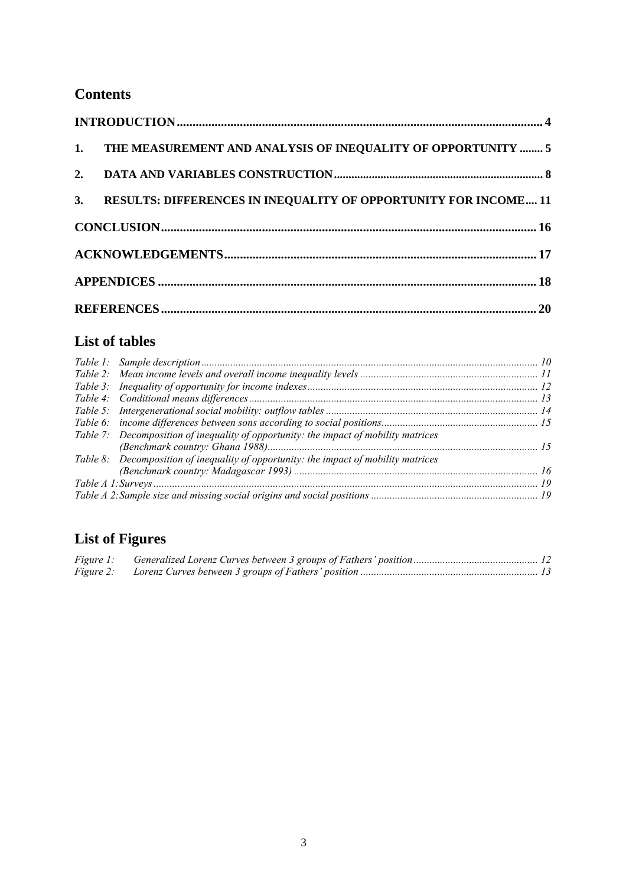## Contents

INTRODUCTION .......... 4

1. THE MEASUREMENT AND ANALYSIS OF INEQUALITY OF OPPORTUNITY .......... 5

2. DATA AND VARIABLES CONSTRUCTION .......... 8

3. RESULTS: DIFFERENCES IN INEQUALITY OF OPPORTUNITY FOR INCOME .......... 11

CONCLUSION .......... 16

ACKNOWLEDGEMENTS .......... 17

APPENDICES .......... 18

REFERENCES .......... 20

## List of tables

*Table 1: Sample description* .......... *10*
*Table 2: Mean income levels and overall income inequality levels* .......... *11*
*Table 3: Inequality of opportunity for income indexes* .......... *12*
*Table 4: Conditional means differences* .......... *13*
*Table 5: Intergenerational social mobility: outflow tables* .......... *14*
*Table 6: income differences between sons according to social positions* .......... *15*
*Table 7: Decomposition of inequality of opportunity: the impact of mobility matrices (Benchmark country: Ghana 1988)* .......... *15*
*Table 8: Decomposition of inequality of opportunity: the impact of mobility matrices (Benchmark country: Madagascar 1993)* .......... *16*
*Table A 1: Surveys* .......... *19*
*Table A 2: Sample size and missing social origins and social positions* .......... *19*

## List of Figures

*Figure 1: Generalized Lorenz Curves between 3 groups of Fathers' position* .......... *12*
*Figure 2: Lorenz Curves between 3 groups of Fathers' position* .......... *13*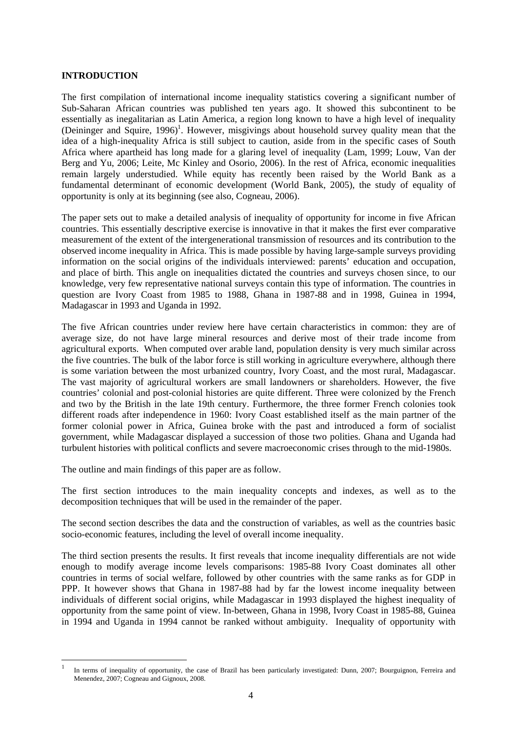**INTRODUCTION**

The first compilation of international income inequality statistics covering a significant number of Sub-Saharan African countries was published ten years ago. It showed this subcontinent to be essentially as inegalitarian as Latin America, a region long known to have a high level of inequality (Deininger and Squire, 1996)[1]. However, misgivings about household survey quality mean that the idea of a high-inequality Africa is still subject to caution, aside from in the specific cases of South Africa where apartheid has long made for a glaring level of inequality (Lam, 1999; Louw, Van der Berg and Yu, 2006; Leite, Mc Kinley and Osorio, 2006). In the rest of Africa, economic inequalities remain largely understudied. While equity has recently been raised by the World Bank as a fundamental determinant of economic development (World Bank, 2005), the study of equality of opportunity is only at its beginning (see also, Cogneau, 2006).

The paper sets out to make a detailed analysis of inequality of opportunity for income in five African countries. This essentially descriptive exercise is innovative in that it makes the first ever comparative measurement of the extent of the intergenerational transmission of resources and its contribution to the observed income inequality in Africa. This is made possible by having large-sample surveys providing information on the social origins of the individuals interviewed: parents' education and occupation, and place of birth. This angle on inequalities dictated the countries and surveys chosen since, to our knowledge, very few representative national surveys contain this type of information. The countries in question are Ivory Coast from 1985 to 1988, Ghana in 1987-88 and in 1998, Guinea in 1994, Madagascar in 1993 and Uganda in 1992.

The five African countries under review here have certain characteristics in common: they are of average size, do not have large mineral resources and derive most of their trade income from agricultural exports. When computed over arable land, population density is very much similar across the five countries. The bulk of the labor force is still working in agriculture everywhere, although there is some variation between the most urbanized country, Ivory Coast, and the most rural, Madagascar. The vast majority of agricultural workers are small landowners or shareholders. However, the five countries' colonial and post-colonial histories are quite different. Three were colonized by the French and two by the British in the late 19th century. Furthermore, the three former French colonies took different roads after independence in 1960: Ivory Coast established itself as the main partner of the former colonial power in Africa, Guinea broke with the past and introduced a form of socialist government, while Madagascar displayed a succession of those two polities. Ghana and Uganda had turbulent histories with political conflicts and severe macroeconomic crises through to the mid-1980s.

The outline and main findings of this paper are as follow.

The first section introduces to the main inequality concepts and indexes, as well as to the decomposition techniques that will be used in the remainder of the paper.

The second section describes the data and the construction of variables, as well as the countries basic socio-economic features, including the level of overall income inequality.

The third section presents the results. It first reveals that income inequality differentials are not wide enough to modify average income levels comparisons: 1985-88 Ivory Coast dominates all other countries in terms of social welfare, followed by other countries with the same ranks as for GDP in PPP. It however shows that Ghana in 1987-88 had by far the lowest income inequality between individuals of different social origins, while Madagascar in 1993 displayed the highest inequality of opportunity from the same point of view. In-between, Ghana in 1998, Ivory Coast in 1985-88, Guinea in 1994 and Uganda in 1994 cannot be ranked without ambiguity. Inequality of opportunity with

[1] In terms of inequality of opportunity, the case of Brazil has been particularly investigated: Dunn, 2007; Bourguignon, Ferreira and Menendez, 2007; Cogneau and Gignoux, 2008.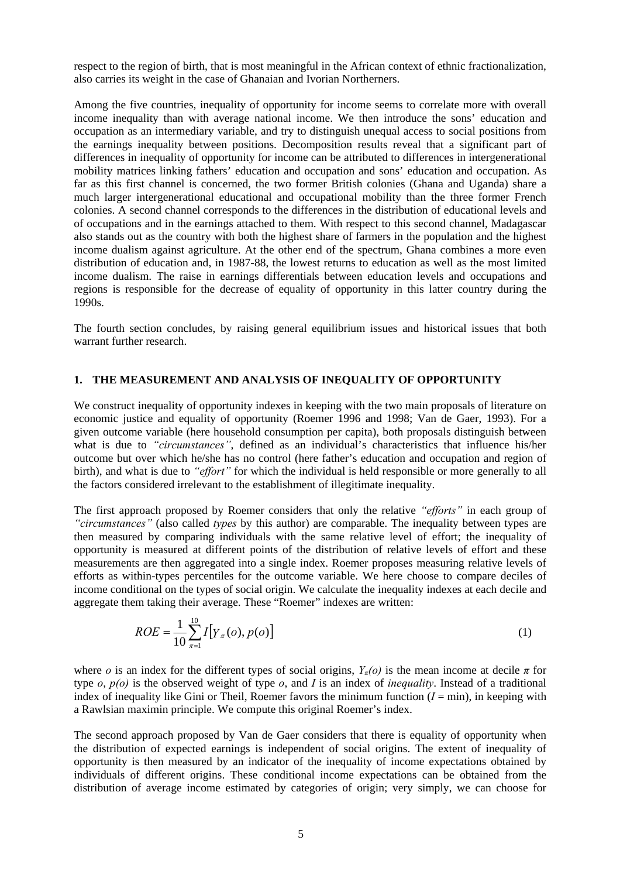respect to the region of birth, that is most meaningful in the African context of ethnic fractionalization, also carries its weight in the case of Ghanaian and Ivorian Northerners.

Among the five countries, inequality of opportunity for income seems to correlate more with overall income inequality than with average national income. We then introduce the sons' education and occupation as an intermediary variable, and try to distinguish unequal access to social positions from the earnings inequality between positions. Decomposition results reveal that a significant part of differences in inequality of opportunity for income can be attributed to differences in intergenerational mobility matrices linking fathers' education and occupation and sons' education and occupation. As far as this first channel is concerned, the two former British colonies (Ghana and Uganda) share a much larger intergenerational educational and occupational mobility than the three former French colonies. A second channel corresponds to the differences in the distribution of educational levels and of occupations and in the earnings attached to them. With respect to this second channel, Madagascar also stands out as the country with both the highest share of farmers in the population and the highest income dualism against agriculture. At the other end of the spectrum, Ghana combines a more even distribution of education and, in 1987-88, the lowest returns to education as well as the most limited income dualism. The raise in earnings differentials between education levels and occupations and regions is responsible for the decrease of equality of opportunity in this latter country during the 1990s.

The fourth section concludes, by raising general equilibrium issues and historical issues that both warrant further research.

## 1. THE MEASUREMENT AND ANALYSIS OF INEQUALITY OF OPPORTUNITY

We construct inequality of opportunity indexes in keeping with the two main proposals of literature on economic justice and equality of opportunity (Roemer 1996 and 1998; Van de Gaer, 1993). For a given outcome variable (here household consumption per capita), both proposals distinguish between what is due to *"circumstances"*, defined as an individual's characteristics that influence his/her outcome but over which he/she has no control (here father's education and occupation and region of birth), and what is due to *"effort"* for which the individual is held responsible or more generally to all the factors considered irrelevant to the establishment of illegitimate inequality.

The first approach proposed by Roemer considers that only the relative *"efforts"* in each group of *"circumstances"* (also called *types* by this author) are comparable. The inequality between types are then measured by comparing individuals with the same relative level of effort; the inequality of opportunity is measured at different points of the distribution of relative levels of effort and these measurements are then aggregated into a single index. Roemer proposes measuring relative levels of efforts as within-types percentiles for the outcome variable. We here choose to compare deciles of income conditional on the types of social origin. We calculate the inequality indexes at each decile and aggregate them taking their average. These "Roemer" indexes are written:

$$ROE = \frac{1}{10}\sum_{\pi=1}^{10} I\left[Y_{\pi}(o), p(o)\right] \tag{1}$$

where $o$ is an index for the different types of social origins, $Y_{\pi}(o)$ is the mean income at decile $\pi$ for type $o$, $p(o)$ is the observed weight of type $o$, and $I$ is an index of *inequality*. Instead of a traditional index of inequality like Gini or Theil, Roemer favors the minimum function ($I$ = min), in keeping with a Rawlsian maximin principle. We compute this original Roemer's index.

The second approach proposed by Van de Gaer considers that there is equality of opportunity when the distribution of expected earnings is independent of social origins. The extent of inequality of opportunity is then measured by an indicator of the inequality of income expectations obtained by individuals of different origins. These conditional income expectations can be obtained from the distribution of average income estimated by categories of origin; very simply, we can choose for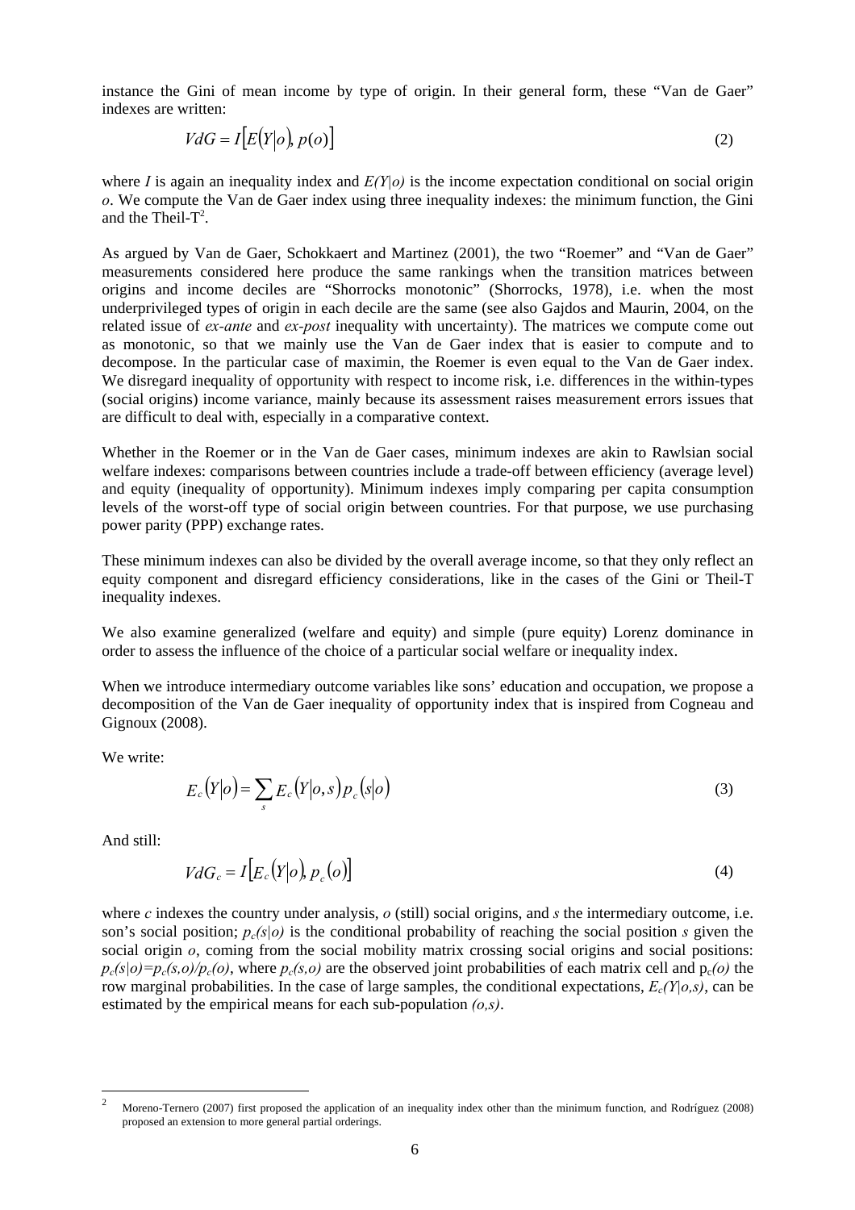instance the Gini of mean income by type of origin. In their general form, these "Van de Gaer" indexes are written:

$$VdG = I\left[E(Y|o), p(o)\right] \tag{2}$$

where $I$ is again an inequality index and $E(Y|o)$ is the income expectation conditional on social origin $o$. We compute the Van de Gaer index using three inequality indexes: the minimum function, the Gini and the Theil-T[2].

As argued by Van de Gaer, Schokkaert and Martinez (2001), the two "Roemer" and "Van de Gaer" measurements considered here produce the same rankings when the transition matrices between origins and income deciles are "Shorrocks monotonic" (Shorrocks, 1978), i.e. when the most underprivileged types of origin in each decile are the same (see also Gajdos and Maurin, 2004, on the related issue of *ex-ante* and *ex-post* inequality with uncertainty). The matrices we compute come out as monotonic, so that we mainly use the Van de Gaer index that is easier to compute and to decompose. In the particular case of maximin, the Roemer is even equal to the Van de Gaer index. We disregard inequality of opportunity with respect to income risk, i.e. differences in the within-types (social origins) income variance, mainly because its assessment raises measurement errors issues that are difficult to deal with, especially in a comparative context.

Whether in the Roemer or in the Van de Gaer cases, minimum indexes are akin to Rawlsian social welfare indexes: comparisons between countries include a trade-off between efficiency (average level) and equity (inequality of opportunity). Minimum indexes imply comparing per capita consumption levels of the worst-off type of social origin between countries. For that purpose, we use purchasing power parity (PPP) exchange rates.

These minimum indexes can also be divided by the overall average income, so that they only reflect an equity component and disregard efficiency considerations, like in the cases of the Gini or Theil-T inequality indexes.

We also examine generalized (welfare and equity) and simple (pure equity) Lorenz dominance in order to assess the influence of the choice of a particular social welfare or inequality index.

When we introduce intermediary outcome variables like sons' education and occupation, we propose a decomposition of the Van de Gaer inequality of opportunity index that is inspired from Cogneau and Gignoux (2008).

We write:

$$E_c(Y|o) = \sum_s E_c(Y|o,s)\, p_c(s|o) \tag{3}$$

And still:

$$VdG_c = I\left[E_c(Y|o), p_c(o)\right] \tag{4}$$

where $c$ indexes the country under analysis, $o$ (still) social origins, and $s$ the intermediary outcome, i.e. son's social position; $p_c(s|o)$ is the conditional probability of reaching the social position $s$ given the social origin $o$, coming from the social mobility matrix crossing social origins and social positions: $p_c(s|o)=p_c(s,o)/p_c(o)$, where $p_c(s,o)$ are the observed joint probabilities of each matrix cell and $p_c(o)$ the row marginal probabilities. In the case of large samples, the conditional expectations, $E_c(Y|o,s)$, can be estimated by the empirical means for each sub-population $(o,s)$.

[2] Moreno-Ternero (2007) first proposed the application of an inequality index other than the minimum function, and Rodríguez (2008) proposed an extension to more general partial orderings.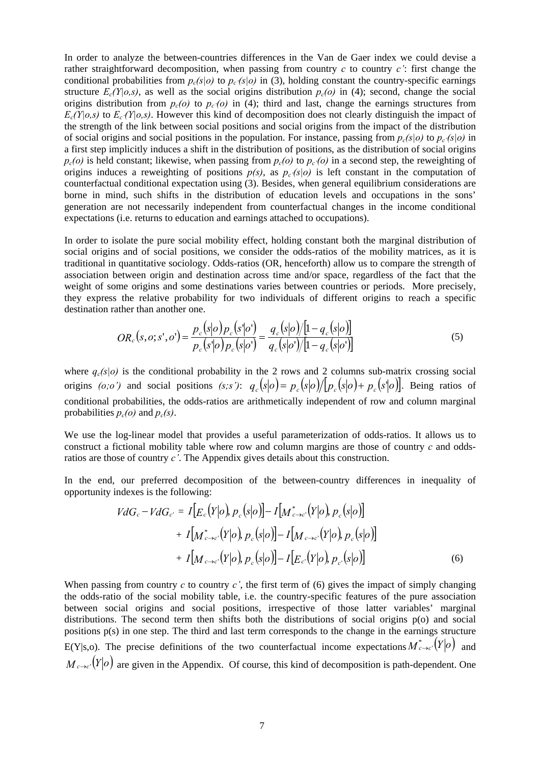In order to analyze the between-countries differences in the Van de Gaer index we could devise a rather straightforward decomposition, when passing from country $c$ to country $c'$: first change the conditional probabilities from $p_c(s|o)$ to $p_{c'}(s|o)$ in (3), holding constant the country-specific earnings structure $E_c(Y|o,s)$, as well as the social origins distribution $p_c(o)$ in (4); second, change the social origins distribution from $p_c(o)$ to $p_{c'}(o)$ in (4); third and last, change the earnings structures from $E_c(Y|o,s)$ to $E_{c'}(Y|o,s)$. However this kind of decomposition does not clearly distinguish the impact of the strength of the link between social positions and social origins from the impact of the distribution of social origins and social positions in the population. For instance, passing from $p_c(s|o)$ to $p_{c'}(s|o)$ in a first step implicitly induces a shift in the distribution of positions, as the distribution of social origins $p_c(o)$ is held constant; likewise, when passing from $p_c(o)$ to $p_{c'}(o)$ in a second step, the reweighting of origins induces a reweighting of positions $p(s)$, as $p_{c'}(s|o)$ is left constant in the computation of counterfactual conditional expectation using (3). Besides, when general equilibrium considerations are borne in mind, such shifts in the distribution of education levels and occupations in the sons' generation are not necessarily independent from counterfactual changes in the income conditional expectations (i.e. returns to education and earnings attached to occupations).

In order to isolate the pure social mobility effect, holding constant both the marginal distribution of social origins and of social positions, we consider the odds-ratios of the mobility matrices, as it is traditional in quantitative sociology. Odds-ratios (OR, henceforth) allow us to compare the strength of association between origin and destination across time and/or space, regardless of the fact that the weight of some origins and some destinations varies between countries or periods. More precisely, they express the relative probability for two individuals of different origins to reach a specific destination rather than another one.

$$OR_c(s,o;s',o') = \frac{p_c(s|o)\,p_c(s'|o')}{p_c(s'|o)\,p_c(s|o')} = \frac{q_c(s|o)/[1-q_c(s|o)]}{q_c(s|o')/[1-q_c(s|o')]} \tag{5}$$

where $q_c(s|o)$ is the conditional probability in the 2 rows and 2 columns sub-matrix crossing social origins $(o;o')$ and social positions $(s;s')$: $q_c(s|o) = p_c(s|o)/[p_c(s|o) + p_c(s'|o)]$. Being ratios of conditional probabilities, the odds-ratios are arithmetically independent of row and column marginal probabilities $p_c(o)$ and $p_c(s)$.

We use the log-linear model that provides a useful parameterization of odds-ratios. It allows us to construct a fictional mobility table where row and column margins are those of country $c$ and odds-ratios are those of country $c'$. The Appendix gives details about this construction.

In the end, our preferred decomposition of the between-country differences in inequality of opportunity indexes is the following:

$$\begin{aligned} VdG_c - VdG_{c'} = \; & I\left[E_c(Y|o), p_c(s|o)\right] - I\left[M^*_{c\to c'}(Y|o), p_c(s|o)\right] \\ & + I\left[M^*_{c\to c'}(Y|o), p_c(s|o)\right] - I\left[M_{c\to c'}(Y|o), p_c(s|o)\right] \\ & + I\left[M_{c\to c'}(Y|o), p_c(s|o)\right] - I\left[E_{c'}(Y|o), p_{c'}(s|o)\right] \end{aligned} \tag{6}$$

When passing from country $c$ to country $c'$, the first term of (6) gives the impact of simply changing the odds-ratio of the social mobility table, i.e. the country-specific features of the pure association between social origins and social positions, irrespective of those latter variables' marginal distributions. The second term then shifts both the distributions of social origins p(o) and social positions p(s) in one step. The third and last term corresponds to the change in the earnings structure E(Y|s,o). The precise definitions of the two counterfactual income expectations $M^*_{c\to c'}(Y|o)$ and $M_{c\to c'}(Y|o)$ are given in the Appendix. Of course, this kind of decomposition is path-dependent. One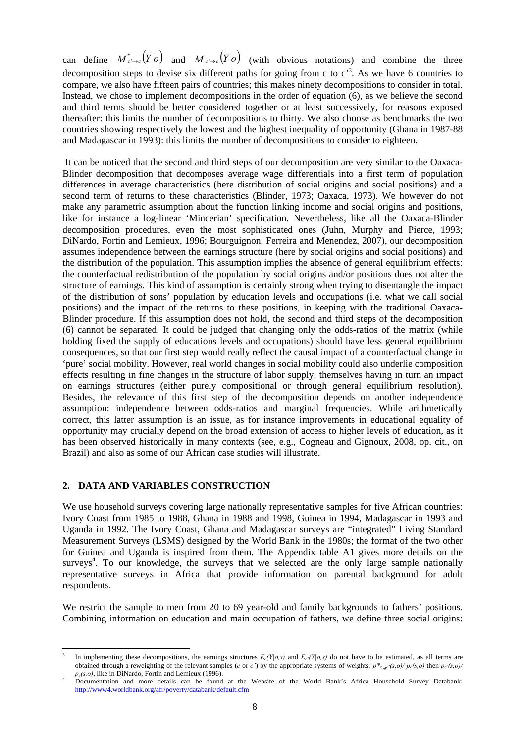can define $M^{*}_{c'\to c}(Y|o)$ and $M_{c'\to c}(Y|o)$ (with obvious notations) and combine the three decomposition steps to devise six different paths for going from c to c'[3]. As we have 6 countries to compare, we also have fifteen pairs of countries; this makes ninety decompositions to consider in total. Instead, we chose to implement decompositions in the order of equation (6), as we believe the second and third terms should be better considered together or at least successively, for reasons exposed thereafter: this limits the number of decompositions to thirty. We also choose as benchmarks the two countries showing respectively the lowest and the highest inequality of opportunity (Ghana in 1987-88 and Madagascar in 1993): this limits the number of decompositions to consider to eighteen.

It can be noticed that the second and third steps of our decomposition are very similar to the Oaxaca-Blinder decomposition that decomposes average wage differentials into a first term of population differences in average characteristics (here distribution of social origins and social positions) and a second term of returns to these characteristics (Blinder, 1973; Oaxaca, 1973). We however do not make any parametric assumption about the function linking income and social origins and positions, like for instance a log-linear 'Mincerian' specification. Nevertheless, like all the Oaxaca-Blinder decomposition procedures, even the most sophisticated ones (Juhn, Murphy and Pierce, 1993; DiNardo, Fortin and Lemieux, 1996; Bourguignon, Ferreira and Menendez, 2007), our decomposition assumes independence between the earnings structure (here by social origins and social positions) and the distribution of the population. This assumption implies the absence of general equilibrium effects: the counterfactual redistribution of the population by social origins and/or positions does not alter the structure of earnings. This kind of assumption is certainly strong when trying to disentangle the impact of the distribution of sons' population by education levels and occupations (i.e. what we call social positions) and the impact of the returns to these positions, in keeping with the traditional Oaxaca-Blinder procedure. If this assumption does not hold, the second and third steps of the decomposition (6) cannot be separated. It could be judged that changing only the odds-ratios of the matrix (while holding fixed the supply of educations levels and occupations) should have less general equilibrium consequences, so that our first step would really reflect the causal impact of a counterfactual change in 'pure' social mobility. However, real world changes in social mobility could also underlie composition effects resulting in fine changes in the structure of labor supply, themselves having in turn an impact on earnings structures (either purely compositional or through general equilibrium resolution). Besides, the relevance of this first step of the decomposition depends on another independence assumption: independence between odds-ratios and marginal frequencies. While arithmetically correct, this latter assumption is an issue, as for instance improvements in educational equality of opportunity may crucially depend on the broad extension of access to higher levels of education, as it has been observed historically in many contexts (see, e.g., Cogneau and Gignoux, 2008, op. cit., on Brazil) and also as some of our African case studies will illustrate.

## 2. DATA AND VARIABLES CONSTRUCTION

We use household surveys covering large nationally representative samples for five African countries: Ivory Coast from 1985 to 1988, Ghana in 1988 and 1998, Guinea in 1994, Madagascar in 1993 and Uganda in 1992. The Ivory Coast, Ghana and Madagascar surveys are "integrated" Living Standard Measurement Surveys (LSMS) designed by the World Bank in the 1980s; the format of the two other for Guinea and Uganda is inspired from them. The Appendix table A1 gives more details on the surveys[4]. To our knowledge, the surveys that we selected are the only large sample nationally representative surveys in Africa that provide information on parental background for adult respondents.

We restrict the sample to men from 20 to 69 year-old and family backgrounds to fathers' positions. Combining information on education and main occupation of fathers, we define three social origins:

---

[3] In implementing these decompositions, the earnings structures $E_c(Y|o,s)$ and $E_{c'}(Y|o,s)$ do not have to be estimated, as all terms are obtained through a reweighting of the relevant samples (*c* or *c'*) by the appropriate systems of weights: $p^*_{c\to c'}(s,o)/\,p_c(s,o)$ then $p_{c'}(s,o)/\,p_c(s,o)$, like in DiNardo, Fortin and Lemieux (1996).

[4] Documentation and more details can be found at the Website of the World Bank's Africa Household Survey Databank: http://www4.worldbank.org/afr/poverty/databank/default.cfm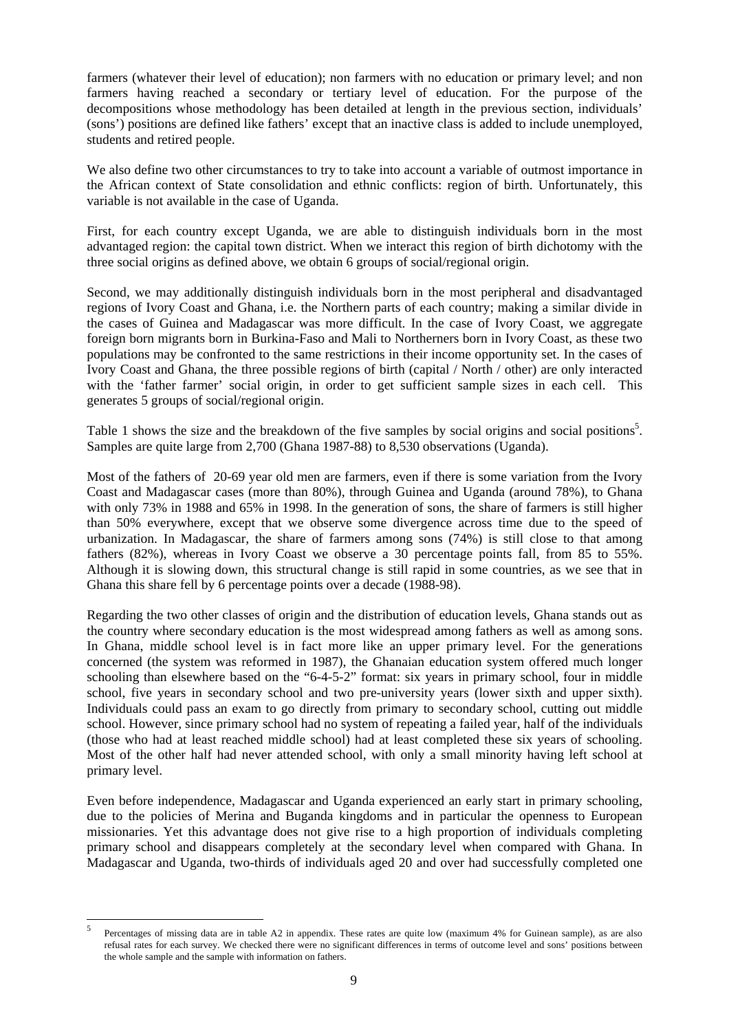farmers (whatever their level of education); non farmers with no education or primary level; and non farmers having reached a secondary or tertiary level of education. For the purpose of the decompositions whose methodology has been detailed at length in the previous section, individuals' (sons') positions are defined like fathers' except that an inactive class is added to include unemployed, students and retired people.

We also define two other circumstances to try to take into account a variable of outmost importance in the African context of State consolidation and ethnic conflicts: region of birth. Unfortunately, this variable is not available in the case of Uganda.

First, for each country except Uganda, we are able to distinguish individuals born in the most advantaged region: the capital town district. When we interact this region of birth dichotomy with the three social origins as defined above, we obtain 6 groups of social/regional origin.

Second, we may additionally distinguish individuals born in the most peripheral and disadvantaged regions of Ivory Coast and Ghana, i.e. the Northern parts of each country; making a similar divide in the cases of Guinea and Madagascar was more difficult. In the case of Ivory Coast, we aggregate foreign born migrants born in Burkina-Faso and Mali to Northerners born in Ivory Coast, as these two populations may be confronted to the same restrictions in their income opportunity set. In the cases of Ivory Coast and Ghana, the three possible regions of birth (capital / North / other) are only interacted with the 'father farmer' social origin, in order to get sufficient sample sizes in each cell. This generates 5 groups of social/regional origin.

Table 1 shows the size and the breakdown of the five samples by social origins and social positions[5]. Samples are quite large from 2,700 (Ghana 1987-88) to 8,530 observations (Uganda).

Most of the fathers of 20-69 year old men are farmers, even if there is some variation from the Ivory Coast and Madagascar cases (more than 80%), through Guinea and Uganda (around 78%), to Ghana with only 73% in 1988 and 65% in 1998. In the generation of sons, the share of farmers is still higher than 50% everywhere, except that we observe some divergence across time due to the speed of urbanization. In Madagascar, the share of farmers among sons (74%) is still close to that among fathers (82%), whereas in Ivory Coast we observe a 30 percentage points fall, from 85 to 55%. Although it is slowing down, this structural change is still rapid in some countries, as we see that in Ghana this share fell by 6 percentage points over a decade (1988-98).

Regarding the two other classes of origin and the distribution of education levels, Ghana stands out as the country where secondary education is the most widespread among fathers as well as among sons. In Ghana, middle school level is in fact more like an upper primary level. For the generations concerned (the system was reformed in 1987), the Ghanaian education system offered much longer schooling than elsewhere based on the "6-4-5-2" format: six years in primary school, four in middle school, five years in secondary school and two pre-university years (lower sixth and upper sixth). Individuals could pass an exam to go directly from primary to secondary school, cutting out middle school. However, since primary school had no system of repeating a failed year, half of the individuals (those who had at least reached middle school) had at least completed these six years of schooling. Most of the other half had never attended school, with only a small minority having left school at primary level.

Even before independence, Madagascar and Uganda experienced an early start in primary schooling, due to the policies of Merina and Buganda kingdoms and in particular the openness to European missionaries. Yet this advantage does not give rise to a high proportion of individuals completing primary school and disappears completely at the secondary level when compared with Ghana. In Madagascar and Uganda, two-thirds of individuals aged 20 and over had successfully completed one

---

[5] Percentages of missing data are in table A2 in appendix. These rates are quite low (maximum 4% for Guinean sample), as are also refusal rates for each survey. We checked there were no significant differences in terms of outcome level and sons' positions between the whole sample and the sample with information on fathers.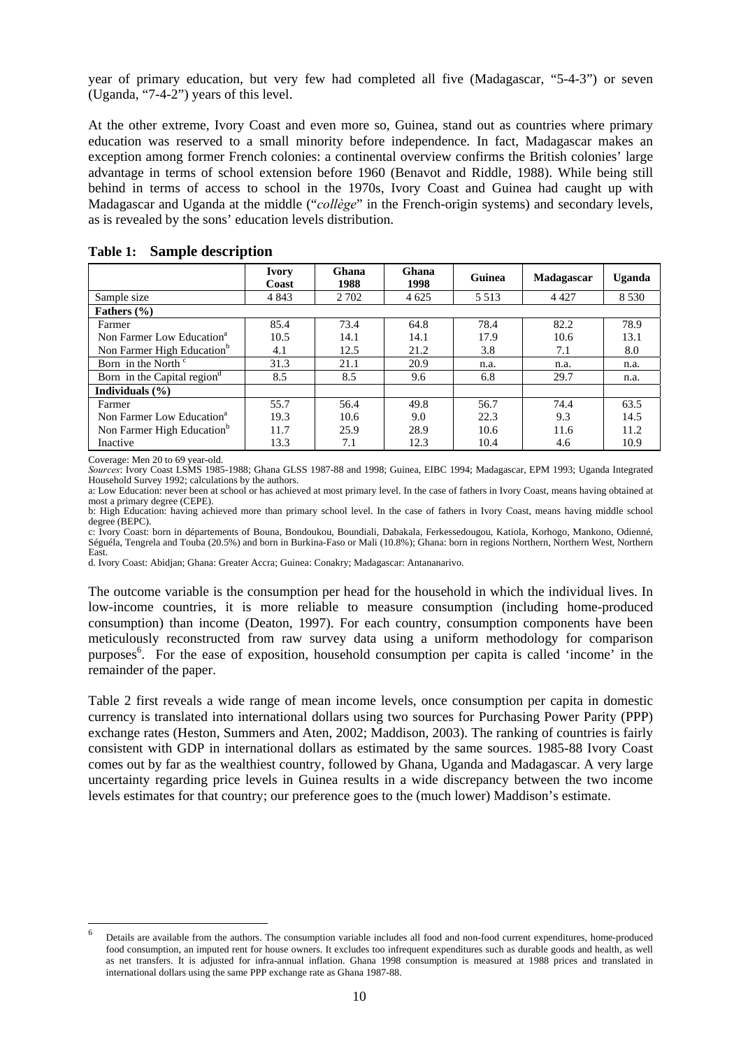year of primary education, but very few had completed all five (Madagascar, "5-4-3") or seven (Uganda, "7-4-2") years of this level.

At the other extreme, Ivory Coast and even more so, Guinea, stand out as countries where primary education was reserved to a small minority before independence. In fact, Madagascar makes an exception among former French colonies: a continental overview confirms the British colonies' large advantage in terms of school extension before 1960 (Benavot and Riddle, 1988). While being still behind in terms of access to school in the 1970s, Ivory Coast and Guinea had caught up with Madagascar and Uganda at the middle ("*collège*" in the French-origin systems) and secondary levels, as is revealed by the sons' education levels distribution.

**Table 1: Sample description**

| | Ivory Coast | Ghana 1988 | Ghana 1998 | Guinea | Madagascar | Uganda |
|---|---|---|---|---|---|---|
| Sample size | 4 843 | 2 702 | 4 625 | 5 513 | 4 427 | 8 530 |
| **Fathers (%)** | | | | | | |
| Farmer | 85.4 | 73.4 | 64.8 | 78.4 | 82.2 | 78.9 |
| Non Farmer Low Education[a] | 10.5 | 14.1 | 14.1 | 17.9 | 10.6 | 13.1 |
| Non Farmer High Education[b] | 4.1 | 12.5 | 21.2 | 3.8 | 7.1 | 8.0 |
| Born in the North [c] | 31.3 | 21.1 | 20.9 | n.a. | n.a. | n.a. |
| Born in the Capital region[d] | 8.5 | 8.5 | 9.6 | 6.8 | 29.7 | n.a. |
| **Individuals (%)** | | | | | | |
| Farmer | 55.7 | 56.4 | 49.8 | 56.7 | 74.4 | 63.5 |
| Non Farmer Low Education[a] | 19.3 | 10.6 | 9.0 | 22.3 | 9.3 | 14.5 |
| Non Farmer High Education[b] | 11.7 | 25.9 | 28.9 | 10.6 | 11.6 | 11.2 |
| Inactive | 13.3 | 7.1 | 12.3 | 10.4 | 4.6 | 10.9 |

Coverage: Men 20 to 69 year-old.
*Sources*: Ivory Coast LSMS 1985-1988; Ghana GLSS 1987-88 and 1998; Guinea, EIBC 1994; Madagascar, EPM 1993; Uganda Integrated Household Survey 1992; calculations by the authors.
a: Low Education: never been at school or has achieved at most primary level. In the case of fathers in Ivory Coast, means having obtained at most a primary degree (CEPE).
b: High Education: having achieved more than primary school level. In the case of fathers in Ivory Coast, means having middle school degree (BEPC).
c: Ivory Coast: born in départements of Bouna, Bondoukou, Boundiali, Dabakala, Ferkessedougou, Katiola, Korhogo, Mankono, Odienné, Séguéla, Tengrela and Touba (20.5%) and born in Burkina-Faso or Mali (10.8%); Ghana: born in regions Northern, Northern West, Northern East.
d. Ivory Coast: Abidjan; Ghana: Greater Accra; Guinea: Conakry; Madagascar: Antananarivo.

The outcome variable is the consumption per head for the household in which the individual lives. In low-income countries, it is more reliable to measure consumption (including home-produced consumption) than income (Deaton, 1997). For each country, consumption components have been meticulously reconstructed from raw survey data using a uniform methodology for comparison purposes[6]. For the ease of exposition, household consumption per capita is called 'income' in the remainder of the paper.

Table 2 first reveals a wide range of mean income levels, once consumption per capita in domestic currency is translated into international dollars using two sources for Purchasing Power Parity (PPP) exchange rates (Heston, Summers and Aten, 2002; Maddison, 2003). The ranking of countries is fairly consistent with GDP in international dollars as estimated by the same sources. 1985-88 Ivory Coast comes out by far as the wealthiest country, followed by Ghana, Uganda and Madagascar. A very large uncertainty regarding price levels in Guinea results in a wide discrepancy between the two income levels estimates for that country; our preference goes to the (much lower) Maddison's estimate.

[6] Details are available from the authors. The consumption variable includes all food and non-food current expenditures, home-produced food consumption, an imputed rent for house owners. It excludes too infrequent expenditures such as durable goods and health, as well as net transfers. It is adjusted for infra-annual inflation. Ghana 1998 consumption is measured at 1988 prices and translated in international dollars using the same PPP exchange rate as Ghana 1987-88.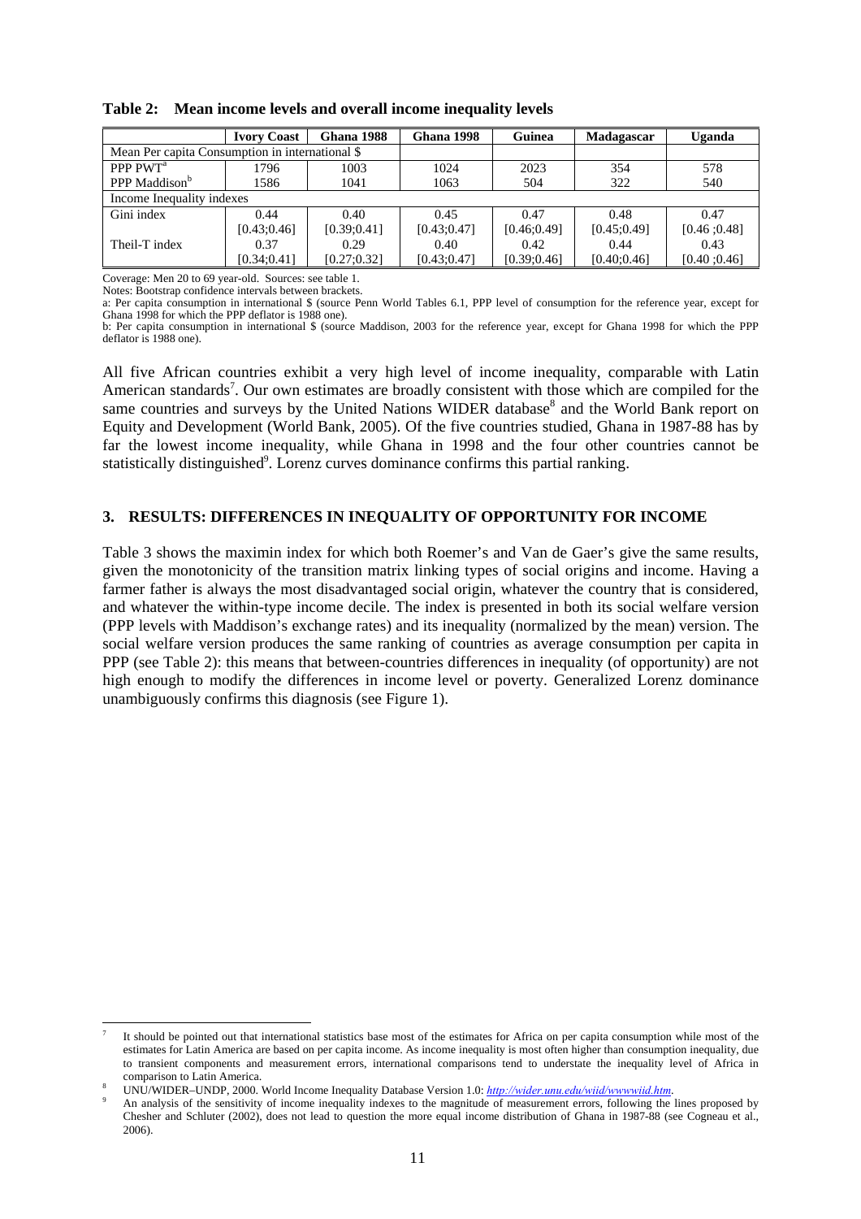**Table 2: Mean income levels and overall income inequality levels**

| | Ivory Coast | Ghana 1988 | Ghana 1998 | Guinea | Madagascar | Uganda |
|---|---|---|---|---|---|---|
| Mean Per capita Consumption in international $ | | | | | | |
| PPP PWT[a] | 1796 | 1003 | 1024 | 2023 | 354 | 578 |
| PPP Maddison[b] | 1586 | 1041 | 1063 | 504 | 322 | 540 |
| Income Inequality indexes | | | | | | |
| Gini index | 0.44 | 0.40 | 0.45 | 0.47 | 0.48 | 0.47 |
| | [0.43;0.46] | [0.39;0.41] | [0.43;0.47] | [0.46;0.49] | [0.45;0.49] | [0.46 ;0.48] |
| Theil-T index | 0.37 | 0.29 | 0.40 | 0.42 | 0.44 | 0.43 |
| | [0.34;0.41] | [0.27;0.32] | [0.43;0.47] | [0.39;0.46] | [0.40;0.46] | [0.40 ;0.46] |

Coverage: Men 20 to 69 year-old. Sources: see table 1.
Notes: Bootstrap confidence intervals between brackets.
a: Per capita consumption in international $ (source Penn World Tables 6.1, PPP level of consumption for the reference year, except for Ghana 1998 for which the PPP deflator is 1988 one).
b: Per capita consumption in international $ (source Maddison, 2003 for the reference year, except for Ghana 1998 for which the PPP deflator is 1988 one).

All five African countries exhibit a very high level of income inequality, comparable with Latin American standards[7]. Our own estimates are broadly consistent with those which are compiled for the same countries and surveys by the United Nations WIDER database[8] and the World Bank report on Equity and Development (World Bank, 2005). Of the five countries studied, Ghana in 1987-88 has by far the lowest income inequality, while Ghana in 1998 and the four other countries cannot be statistically distinguished[9]. Lorenz curves dominance confirms this partial ranking.

## 3. RESULTS: DIFFERENCES IN INEQUALITY OF OPPORTUNITY FOR INCOME

Table 3 shows the maximin index for which both Roemer's and Van de Gaer's give the same results, given the monotonicity of the transition matrix linking types of social origins and income. Having a farmer father is always the most disadvantaged social origin, whatever the country that is considered, and whatever the within-type income decile. The index is presented in both its social welfare version (PPP levels with Maddison's exchange rates) and its inequality (normalized by the mean) version. The social welfare version produces the same ranking of countries as average consumption per capita in PPP (see Table 2): this means that between-countries differences in inequality (of opportunity) are not high enough to modify the differences in income level or poverty. Generalized Lorenz dominance unambiguously confirms this diagnosis (see Figure 1).

---

[7] It should be pointed out that international statistics base most of the estimates for Africa on per capita consumption while most of the estimates for Latin America are based on per capita income. As income inequality is most often higher than consumption inequality, due to transient components and measurement errors, international comparisons tend to understate the inequality level of Africa in comparison to Latin America.

[8] UNU/WIDER–UNDP, 2000. World Income Inequality Database Version 1.0: *http://wider.unu.edu/wiid/wwwwiid.htm*.

[9] An analysis of the sensitivity of income inequality indexes to the magnitude of measurement errors, following the lines proposed by Chesher and Schluter (2002), does not lead to question the more equal income distribution of Ghana in 1987-88 (see Cogneau et al., 2006).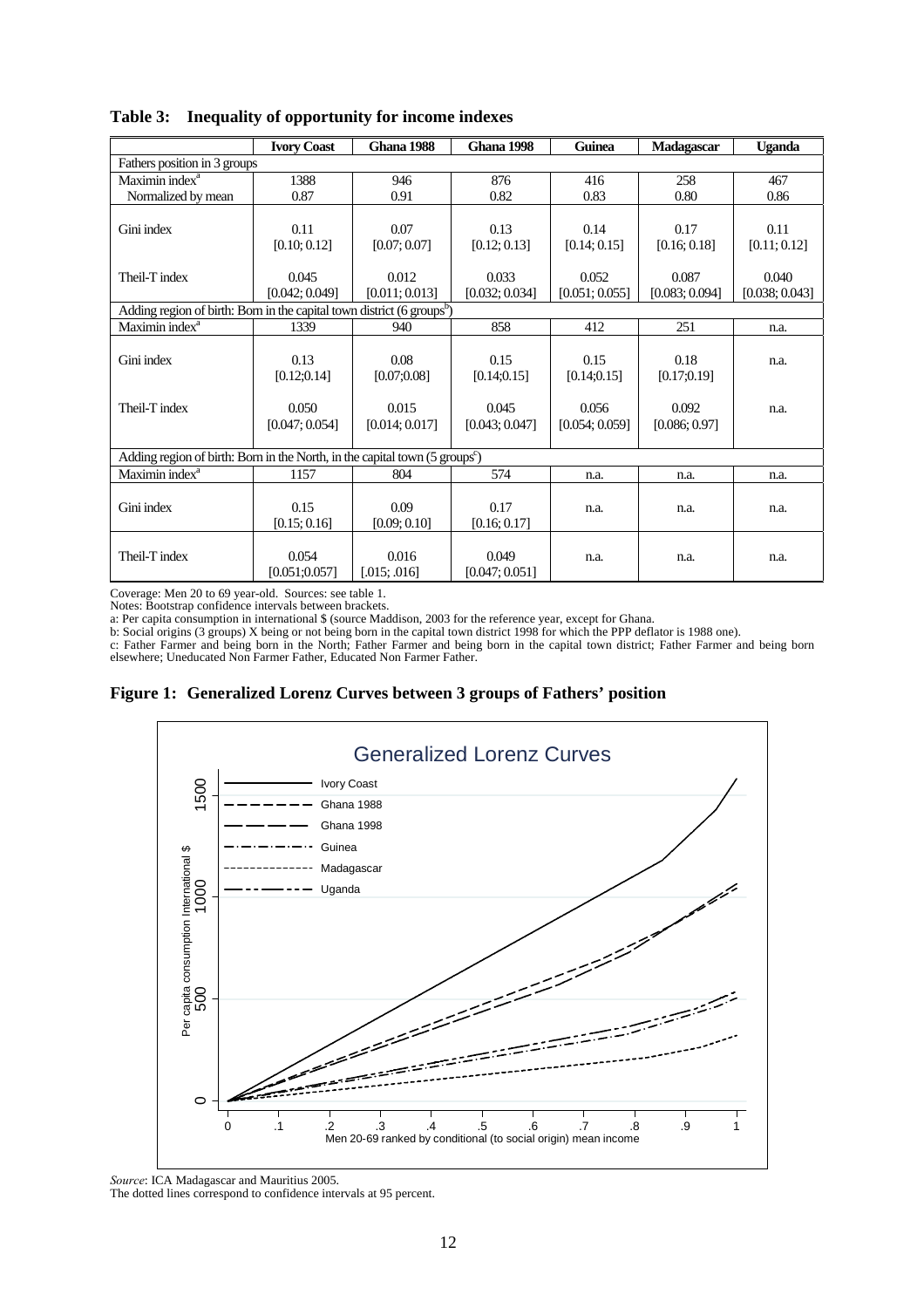**Table 3: Inequality of opportunity for income indexes**

| | Ivory Coast | Ghana 1988 | Ghana 1998 | Guinea | Madagascar | Uganda |
|---|---|---|---|---|---|---|
| Fathers position in 3 groups | | | | | | |
| Maximin index[a] | 1388 | 946 | 876 | 416 | 258 | 467 |
| Normalized by mean | 0.87 | 0.91 | 0.82 | 0.83 | 0.80 | 0.86 |
| Gini index | 0.11 [0.10; 0.12] | 0.07 [0.07; 0.07] | 0.13 [0.12; 0.13] | 0.14 [0.14; 0.15] | 0.17 [0.16; 0.18] | 0.11 [0.11; 0.12] |
| Theil-T index | 0.045 [0.042; 0.049] | 0.012 [0.011; 0.013] | 0.033 [0.032; 0.034] | 0.052 [0.051; 0.055] | 0.087 [0.083; 0.094] | 0.040 [0.038; 0.043] |
| Adding region of birth: Born in the capital town district (6 groups[b]) | | | | | | |
| Maximin index[a] | 1339 | 940 | 858 | 412 | 251 | n.a. |
| Gini index | 0.13 [0.12;0.14] | 0.08 [0.07;0.08] | 0.15 [0.14;0.15] | 0.15 [0.14;0.15] | 0.18 [0.17;0.19] | n.a. |
| Theil-T index | 0.050 [0.047; 0.054] | 0.015 [0.014; 0.017] | 0.045 [0.043; 0.047] | 0.056 [0.054; 0.059] | 0.092 [0.086; 0.97] | n.a. |
| Adding region of birth: Born in the North, in the capital town (5 groups[c]) | | | | | | |
| Maximin index[a] | 1157 | 804 | 574 | n.a. | n.a. | n.a. |
| Gini index | 0.15 [0.15; 0.16] | 0.09 [0.09; 0.10] | 0.17 [0.16; 0.17] | n.a. | n.a. | n.a. |
| Theil-T index | 0.054 [0.051;0.057] | 0.016 [.015; .016] | 0.049 [0.047; 0.051] | n.a. | n.a. | n.a. |

Coverage: Men 20 to 69 year-old. Sources: see table 1.
Notes: Bootstrap confidence intervals between brackets.
a: Per capita consumption in international $ (source Maddison, 2003 for the reference year, except for Ghana.
b: Social origins (3 groups) X being or not being born in the capital town district 1998 for which the PPP deflator is 1988 one).
c: Father Farmer and being born in the North; Father Farmer and being born in the capital town district; Father Farmer and being born elsewhere; Uneducated Non Farmer Father, Educated Non Farmer Father.

**Figure 1: Generalized Lorenz Curves between 3 groups of Fathers' position**

*Source*: ICA Madagascar and Mauritius 2005.
The dotted lines correspond to confidence intervals at 95 percent.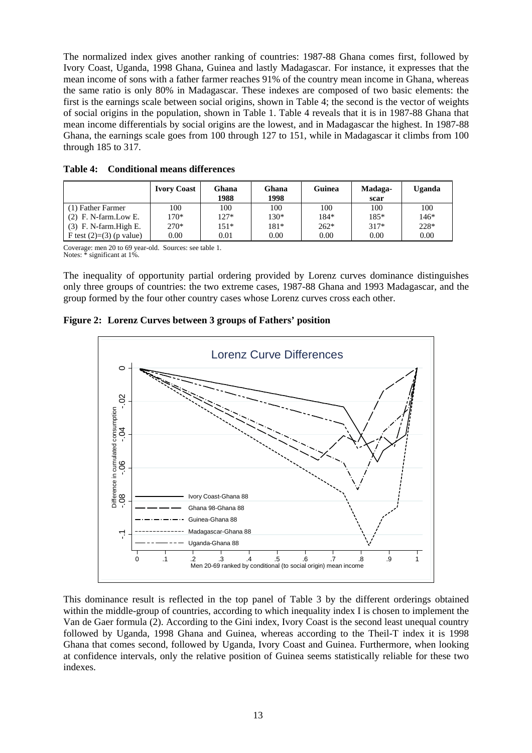The normalized index gives another ranking of countries: 1987-88 Ghana comes first, followed by Ivory Coast, Uganda, 1998 Ghana, Guinea and lastly Madagascar. For instance, it expresses that the mean income of sons with a father farmer reaches 91% of the country mean income in Ghana, whereas the same ratio is only 80% in Madagascar. These indexes are composed of two basic elements: the first is the earnings scale between social origins, shown in Table 4; the second is the vector of weights of social origins in the population, shown in Table 1. Table 4 reveals that it is in 1987-88 Ghana that mean income differentials by social origins are the lowest, and in Madagascar the highest. In 1987-88 Ghana, the earnings scale goes from 100 through 127 to 151, while in Madagascar it climbs from 100 through 185 to 317.

**Table 4: Conditional means differences**

| | Ivory Coast | Ghana 1988 | Ghana 1998 | Guinea | Madaga-scar | Uganda |
|---|---|---|---|---|---|---|
| (1) Father Farmer | 100 | 100 | 100 | 100 | 100 | 100 |
| (2) F. N-farm.Low E. | 170* | 127* | 130* | 184* | 185* | 146* |
| (3) F. N-farm.High E. | 270* | 151* | 181* | 262* | 317* | 228* |
| F test (2)=(3) (p value) | 0.00 | 0.01 | 0.00 | 0.00 | 0.00 | 0.00 |

Coverage: men 20 to 69 year-old. Sources: see table 1.
Notes: * significant at 1%.

The inequality of opportunity partial ordering provided by Lorenz curves dominance distinguishes only three groups of countries: the two extreme cases, 1987-88 Ghana and 1993 Madagascar, and the group formed by the four other country cases whose Lorenz curves cross each other.

**Figure 2: Lorenz Curves between 3 groups of Fathers' position**

This dominance result is reflected in the top panel of Table 3 by the different orderings obtained within the middle-group of countries, according to which inequality index I is chosen to implement the Van de Gaer formula (2). According to the Gini index, Ivory Coast is the second least unequal country followed by Uganda, 1998 Ghana and Guinea, whereas according to the Theil-T index it is 1998 Ghana that comes second, followed by Uganda, Ivory Coast and Guinea. Furthermore, when looking at confidence intervals, only the relative position of Guinea seems statistically reliable for these two indexes.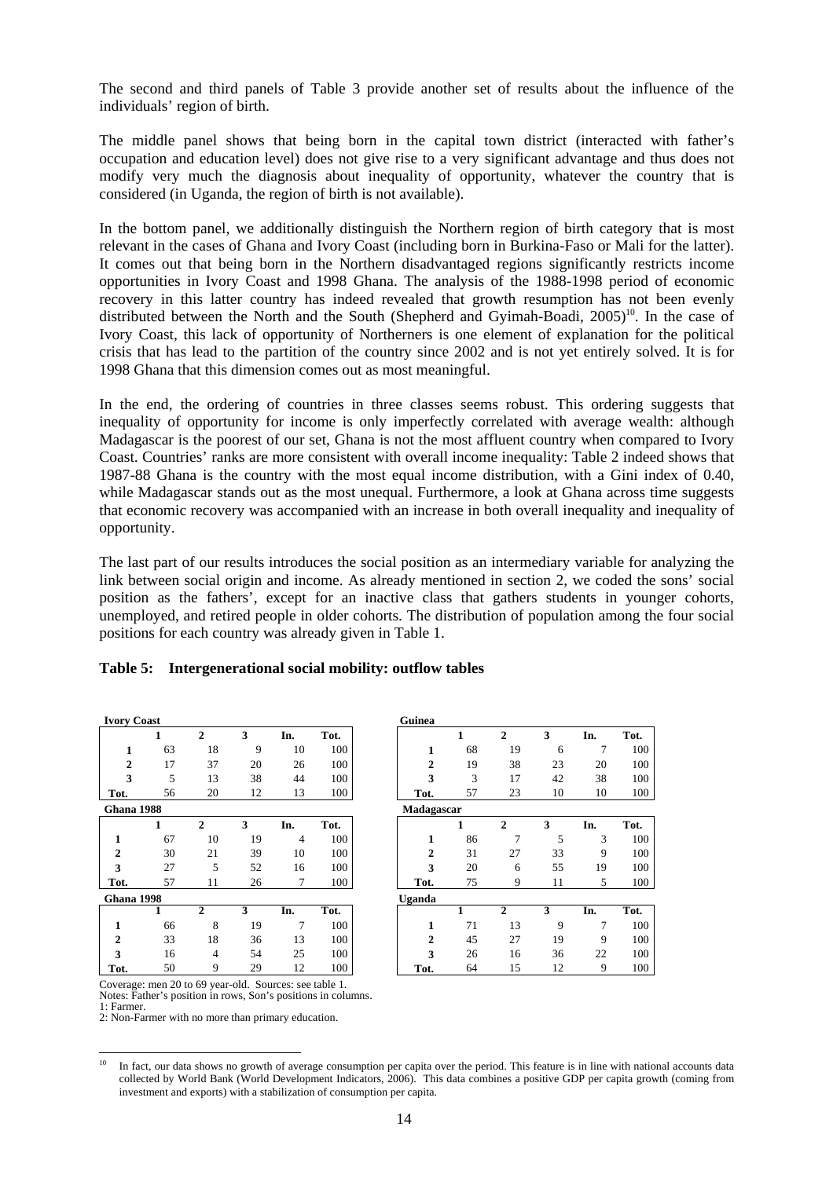The second and third panels of Table 3 provide another set of results about the influence of the individuals' region of birth.

The middle panel shows that being born in the capital town district (interacted with father's occupation and education level) does not give rise to a very significant advantage and thus does not modify very much the diagnosis about inequality of opportunity, whatever the country that is considered (in Uganda, the region of birth is not available).

In the bottom panel, we additionally distinguish the Northern region of birth category that is most relevant in the cases of Ghana and Ivory Coast (including born in Burkina-Faso or Mali for the latter). It comes out that being born in the Northern disadvantaged regions significantly restricts income opportunities in Ivory Coast and 1998 Ghana. The analysis of the 1988-1998 period of economic recovery in this latter country has indeed revealed that growth resumption has not been evenly distributed between the North and the South (Shepherd and Gyimah-Boadi, 2005)[10]. In the case of Ivory Coast, this lack of opportunity of Northerners is one element of explanation for the political crisis that has lead to the partition of the country since 2002 and is not yet entirely solved. It is for 1998 Ghana that this dimension comes out as most meaningful.

In the end, the ordering of countries in three classes seems robust. This ordering suggests that inequality of opportunity for income is only imperfectly correlated with average wealth: although Madagascar is the poorest of our set, Ghana is not the most affluent country when compared to Ivory Coast. Countries' ranks are more consistent with overall income inequality: Table 2 indeed shows that 1987-88 Ghana is the country with the most equal income distribution, with a Gini index of 0.40, while Madagascar stands out as the most unequal. Furthermore, a look at Ghana across time suggests that economic recovery was accompanied with an increase in both overall inequality and inequality of opportunity.

The last part of our results introduces the social position as an intermediary variable for analyzing the link between social origin and income. As already mentioned in section 2, we coded the sons' social position as the fathers', except for an inactive class that gathers students in younger cohorts, unemployed, and retired people in older cohorts. The distribution of population among the four social positions for each country was already given in Table 1.

**Table 5: Intergenerational social mobility: outflow tables**

**Ivory Coast**

| | 1 | 2 | 3 | In. | Tot. |
|---|---|---|---|---|---|
| **1** | 63 | 18 | 9 | 10 | 100 |
| **2** | 17 | 37 | 20 | 26 | 100 |
| **3** | 5 | 13 | 38 | 44 | 100 |
| **Tot.** | 56 | 20 | 12 | 13 | 100 |

**Guinea**

| | 1 | 2 | 3 | In. | Tot. |
|---|---|---|---|---|---|
| **1** | 68 | 19 | 6 | 7 | 100 |
| **2** | 19 | 38 | 23 | 20 | 100 |
| **3** | 3 | 17 | 42 | 38 | 100 |
| **Tot.** | 57 | 23 | 10 | 10 | 100 |

**Ghana 1988**

| | 1 | 2 | 3 | In. | Tot. |
|---|---|---|---|---|---|
| **1** | 67 | 10 | 19 | 4 | 100 |
| **2** | 30 | 21 | 39 | 10 | 100 |
| **3** | 27 | 5 | 52 | 16 | 100 |
| **Tot.** | 57 | 11 | 26 | 7 | 100 |

**Madagascar**

| | 1 | 2 | 3 | In. | Tot. |
|---|---|---|---|---|---|
| **1** | 86 | 7 | 5 | 3 | 100 |
| **2** | 31 | 27 | 33 | 9 | 100 |
| **3** | 20 | 6 | 55 | 19 | 100 |
| **Tot.** | 75 | 9 | 11 | 5 | 100 |

**Ghana 1998**

| | 1 | 2 | 3 | In. | Tot. |
|---|---|---|---|---|---|
| **1** | 66 | 8 | 19 | 7 | 100 |
| **2** | 33 | 18 | 36 | 13 | 100 |
| **3** | 16 | 4 | 54 | 25 | 100 |
| **Tot.** | 50 | 9 | 29 | 12 | 100 |

**Uganda**

| | 1 | 2 | 3 | In. | Tot. |
|---|---|---|---|---|---|
| **1** | 71 | 13 | 9 | 7 | 100 |
| **2** | 45 | 27 | 19 | 9 | 100 |
| **3** | 26 | 16 | 36 | 22 | 100 |
| **Tot.** | 64 | 15 | 12 | 9 | 100 |

Coverage: men 20 to 69 year-old. Sources: see table 1.
Notes: Father's position in rows, Son's positions in columns.
1: Farmer.
2: Non-Farmer with no more than primary education.

[10] In fact, our data shows no growth of average consumption per capita over the period. This feature is in line with national accounts data collected by World Bank (World Development Indicators, 2006). This data combines a positive GDP per capita growth (coming from investment and exports) with a stabilization of consumption per capita.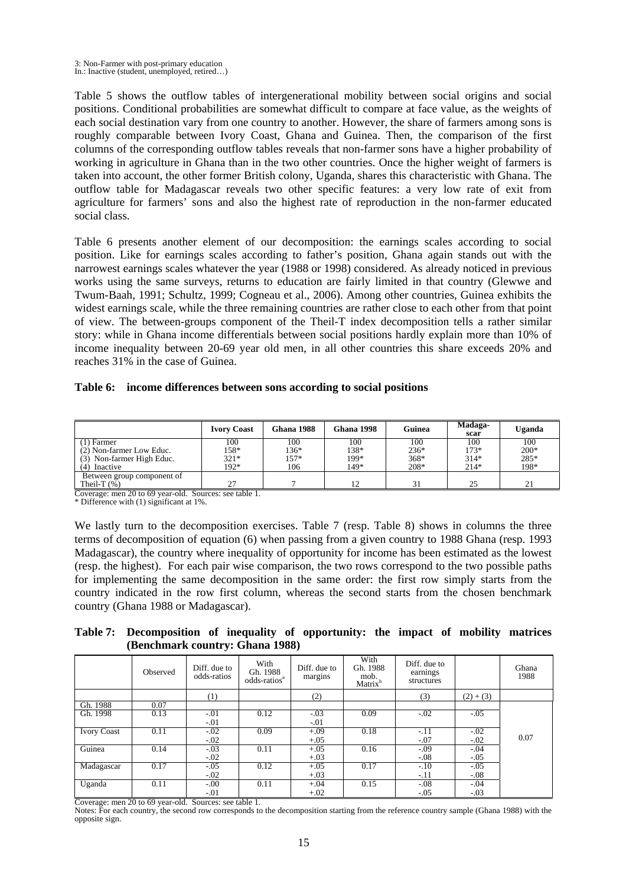3: Non-Farmer with post-primary education
In.: Inactive (student, unemployed, retired…)

Table 5 shows the outflow tables of intergenerational mobility between social origins and social positions. Conditional probabilities are somewhat difficult to compare at face value, as the weights of each social destination vary from one country to another. However, the share of farmers among sons is roughly comparable between Ivory Coast, Ghana and Guinea. Then, the comparison of the first columns of the corresponding outflow tables reveals that non-farmer sons have a higher probability of working in agriculture in Ghana than in the two other countries. Once the higher weight of farmers is taken into account, the other former British colony, Uganda, shares this characteristic with Ghana. The outflow table for Madagascar reveals two other specific features: a very low rate of exit from agriculture for farmers' sons and also the highest rate of reproduction in the non-farmer educated social class.

Table 6 presents another element of our decomposition: the earnings scales according to social position. Like for earnings scales according to father's position, Ghana again stands out with the narrowest earnings scales whatever the year (1988 or 1998) considered. As already noticed in previous works using the same surveys, returns to education are fairly limited in that country (Glewwe and Twum-Baah, 1991; Schultz, 1999; Cogneau et al., 2006). Among other countries, Guinea exhibits the widest earnings scale, while the three remaining countries are rather close to each other from that point of view. The between-groups component of the Theil-T index decomposition tells a rather similar story: while in Ghana income differentials between social positions hardly explain more than 10% of income inequality between 20-69 year old men, in all other countries this share exceeds 20% and reaches 31% in the case of Guinea.

**Table 6: income differences between sons according to social positions**

| | Ivory Coast | Ghana 1988 | Ghana 1998 | Guinea | Madagascar | Uganda |
|---|---|---|---|---|---|---|
| (1) Farmer | 100 | 100 | 100 | 100 | 100 | 100 |
| (2) Non-farmer Low Educ. | 158* | 136* | 138* | 236* | 173* | 200* |
| (3) Non-farmer High Educ. | 321* | 157* | 199* | 368* | 314* | 285* |
| (4) Inactive | 192* | 106 | 149* | 208* | 214* | 198* |
| Between group component of Theil-T (%) | 27 | 7 | 12 | 31 | 25 | 21 |

Coverage: men 20 to 69 year-old. Sources: see table 1.
* Difference with (1) significant at 1%.

We lastly turn to the decomposition exercises. Table 7 (resp. Table 8) shows in columns the three terms of decomposition of equation (6) when passing from a given country to 1988 Ghana (resp. 1993 Madagascar), the country where inequality of opportunity for income has been estimated as the lowest (resp. the highest). For each pair wise comparison, the two rows correspond to the two possible paths for implementing the same decomposition in the same order: the first row simply starts from the country indicated in the row first column, whereas the second starts from the chosen benchmark country (Ghana 1988 or Madagascar).

**Table 7: Decomposition of inequality of opportunity: the impact of mobility matrices (Benchmark country: Ghana 1988)**

| | Observed | Diff. due to odds-ratios | With Gh. 1988 odds-ratios[a] | Diff. due to margins | With Gh. 1988 mob. Matrix[b] | Diff. due to earnings structures | | Ghana 1988 |
|---|---|---|---|---|---|---|---|---|
| | | (1) | | (2) | | (3) | (2) + (3) | |
| Gh. 1988 | 0.07 | | | | | | | |
| Gh. 1998 | 0.13 | -.01<br>-.01 | 0.12 | -.03<br>-.01 | 0.09 | -.02 | -.05 | |
| Ivory Coast | 0.11 | -.02<br>-.02 | 0.09 | +.09<br>+.05 | 0.18 | -.11<br>-.07 | -.02<br>-.02 | 0.07 |
| Guinea | 0.14 | -.03<br>-.02 | 0.11 | +.05<br>+.03 | 0.16 | -.09<br>-.08 | -.04<br>-.05 | |
| Madagascar | 0.17 | -.05<br>-.02 | 0.12 | +.05<br>+.03 | 0.17 | -.10<br>-.11 | -.05<br>-.08 | |
| Uganda | 0.11 | -.00<br>-.01 | 0.11 | +.04<br>+.02 | 0.15 | -.08<br>-.05 | -.04<br>-.03 | |

Coverage: men 20 to 69 year-old. Sources: see table 1.
Notes: For each country, the second row corresponds to the decomposition starting from the reference country sample (Ghana 1988) with the opposite sign.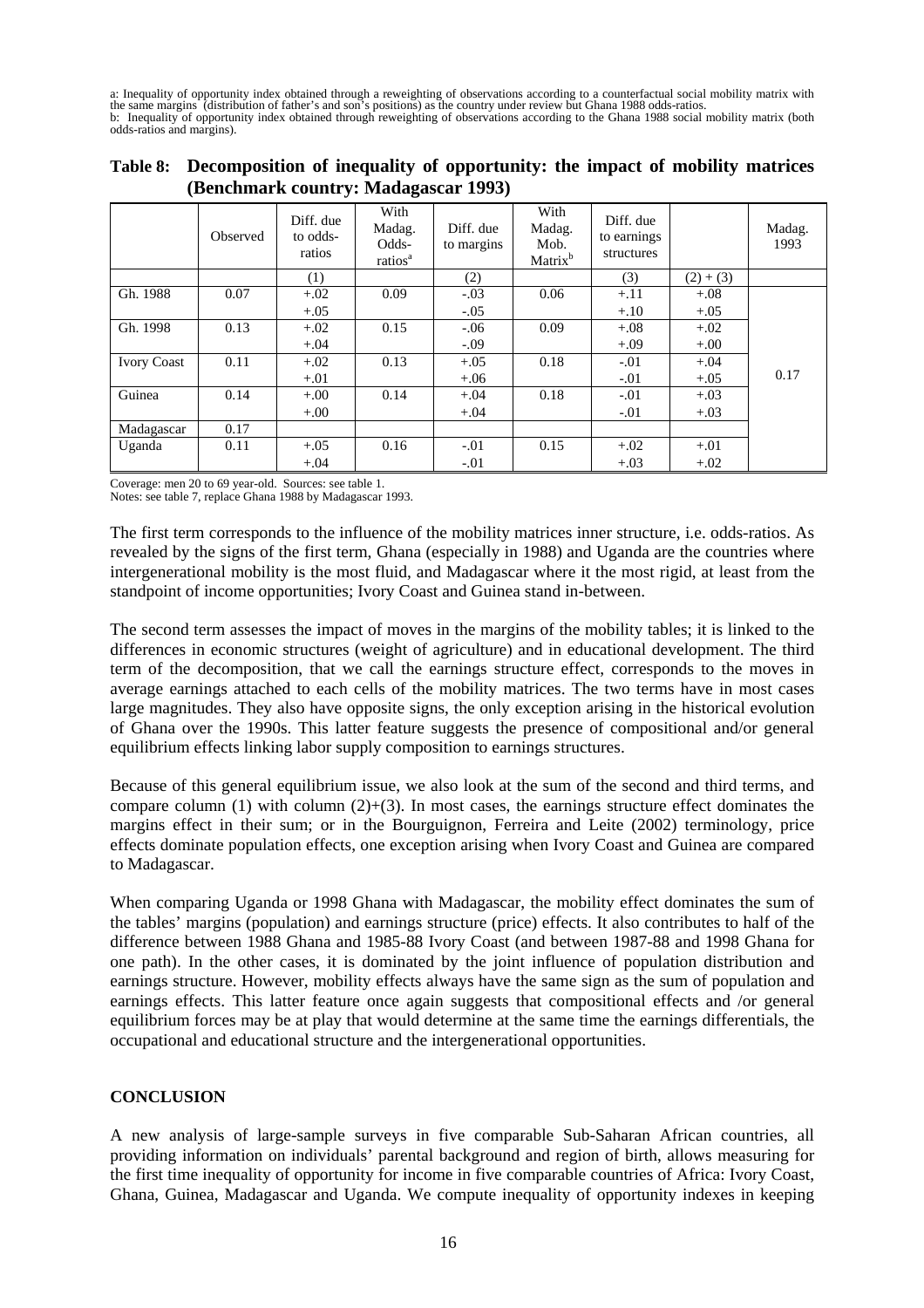a: Inequality of opportunity index obtained through a reweighting of observations according to a counterfactual social mobility matrix with the same margins (distribution of father's and son's positions) as the country under review but Ghana 1988 odds-ratios.
b: Inequality of opportunity index obtained through reweighting of observations according to the Ghana 1988 social mobility matrix (both odds-ratios and margins).

**Table 8: Decomposition of inequality of opportunity: the impact of mobility matrices (Benchmark country: Madagascar 1993)**

| | Observed | Diff. due to odds-ratios | With Madag. Odds-ratios[a] | Diff. due to margins | With Madag. Mob. Matrix[b] | Diff. due to earnings structures | | Madag. 1993 |
|---|---|---|---|---|---|---|---|---|
| | | (1) | | (2) | | (3) | (2) + (3) | |
| Gh. 1988 | 0.07 | +.02 | 0.09 | -.03 | 0.06 | +.11 | +.08 | |
| | | +.05 | | -.05 | | +.10 | +.05 | |
| Gh. 1998 | 0.13 | +.02 | 0.15 | -.06 | 0.09 | +.08 | +.02 | |
| | | +.04 | | -.09 | | +.09 | +.00 | |
| Ivory Coast | 0.11 | +.02 | 0.13 | +.05 | 0.18 | -.01 | +.04 | |
| | | +.01 | | +.06 | | -.01 | +.05 | 0.17 |
| Guinea | 0.14 | +.00 | 0.14 | +.04 | 0.18 | -.01 | +.03 | |
| | | +.00 | | +.04 | | -.01 | +.03 | |
| Madagascar | 0.17 | | | | | | | |
| Uganda | 0.11 | +.05 | 0.16 | -.01 | 0.15 | +.02 | +.01 | |
| | | +.04 | | -.01 | | +.03 | +.02 | |

Coverage: men 20 to 69 year-old. Sources: see table 1.
Notes: see table 7, replace Ghana 1988 by Madagascar 1993.

The first term corresponds to the influence of the mobility matrices inner structure, i.e. odds-ratios. As revealed by the signs of the first term, Ghana (especially in 1988) and Uganda are the countries where intergenerational mobility is the most fluid, and Madagascar where it the most rigid, at least from the standpoint of income opportunities; Ivory Coast and Guinea stand in-between.

The second term assesses the impact of moves in the margins of the mobility tables; it is linked to the differences in economic structures (weight of agriculture) and in educational development. The third term of the decomposition, that we call the earnings structure effect, corresponds to the moves in average earnings attached to each cells of the mobility matrices. The two terms have in most cases large magnitudes. They also have opposite signs, the only exception arising in the historical evolution of Ghana over the 1990s. This latter feature suggests the presence of compositional and/or general equilibrium effects linking labor supply composition to earnings structures.

Because of this general equilibrium issue, we also look at the sum of the second and third terms, and compare column (1) with column (2)+(3). In most cases, the earnings structure effect dominates the margins effect in their sum; or in the Bourguignon, Ferreira and Leite (2002) terminology, price effects dominate population effects, one exception arising when Ivory Coast and Guinea are compared to Madagascar.

When comparing Uganda or 1998 Ghana with Madagascar, the mobility effect dominates the sum of the tables' margins (population) and earnings structure (price) effects. It also contributes to half of the difference between 1988 Ghana and 1985-88 Ivory Coast (and between 1987-88 and 1998 Ghana for one path). In the other cases, it is dominated by the joint influence of population distribution and earnings structure. However, mobility effects always have the same sign as the sum of population and earnings effects. This latter feature once again suggests that compositional effects and /or general equilibrium forces may be at play that would determine at the same time the earnings differentials, the occupational and educational structure and the intergenerational opportunities.

## CONCLUSION

A new analysis of large-sample surveys in five comparable Sub-Saharan African countries, all providing information on individuals' parental background and region of birth, allows measuring for the first time inequality of opportunity for income in five comparable countries of Africa: Ivory Coast, Ghana, Guinea, Madagascar and Uganda. We compute inequality of opportunity indexes in keeping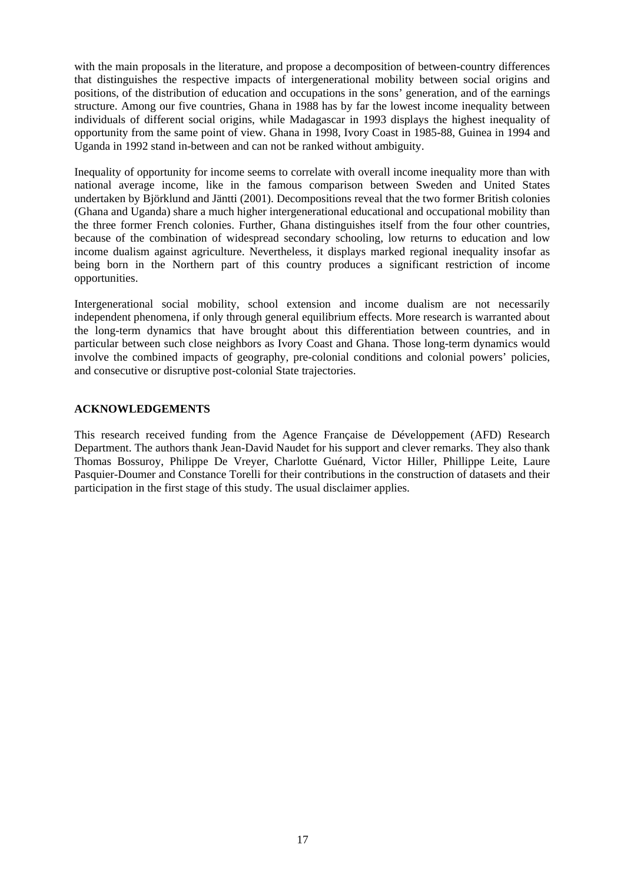with the main proposals in the literature, and propose a decomposition of between-country differences that distinguishes the respective impacts of intergenerational mobility between social origins and positions, of the distribution of education and occupations in the sons' generation, and of the earnings structure. Among our five countries, Ghana in 1988 has by far the lowest income inequality between individuals of different social origins, while Madagascar in 1993 displays the highest inequality of opportunity from the same point of view. Ghana in 1998, Ivory Coast in 1985-88, Guinea in 1994 and Uganda in 1992 stand in-between and can not be ranked without ambiguity.

Inequality of opportunity for income seems to correlate with overall income inequality more than with national average income, like in the famous comparison between Sweden and United States undertaken by Björklund and Jäntti (2001). Decompositions reveal that the two former British colonies (Ghana and Uganda) share a much higher intergenerational educational and occupational mobility than the three former French colonies. Further, Ghana distinguishes itself from the four other countries, because of the combination of widespread secondary schooling, low returns to education and low income dualism against agriculture. Nevertheless, it displays marked regional inequality insofar as being born in the Northern part of this country produces a significant restriction of income opportunities.

Intergenerational social mobility, school extension and income dualism are not necessarily independent phenomena, if only through general equilibrium effects. More research is warranted about the long-term dynamics that have brought about this differentiation between countries, and in particular between such close neighbors as Ivory Coast and Ghana. Those long-term dynamics would involve the combined impacts of geography, pre-colonial conditions and colonial powers' policies, and consecutive or disruptive post-colonial State trajectories.

**ACKNOWLEDGEMENTS**

This research received funding from the Agence Française de Développement (AFD) Research Department. The authors thank Jean-David Naudet for his support and clever remarks. They also thank Thomas Bossuroy, Philippe De Vreyer, Charlotte Guénard, Victor Hiller, Phillippe Leite, Laure Pasquier-Doumer and Constance Torelli for their contributions in the construction of datasets and their participation in the first stage of this study. The usual disclaimer applies.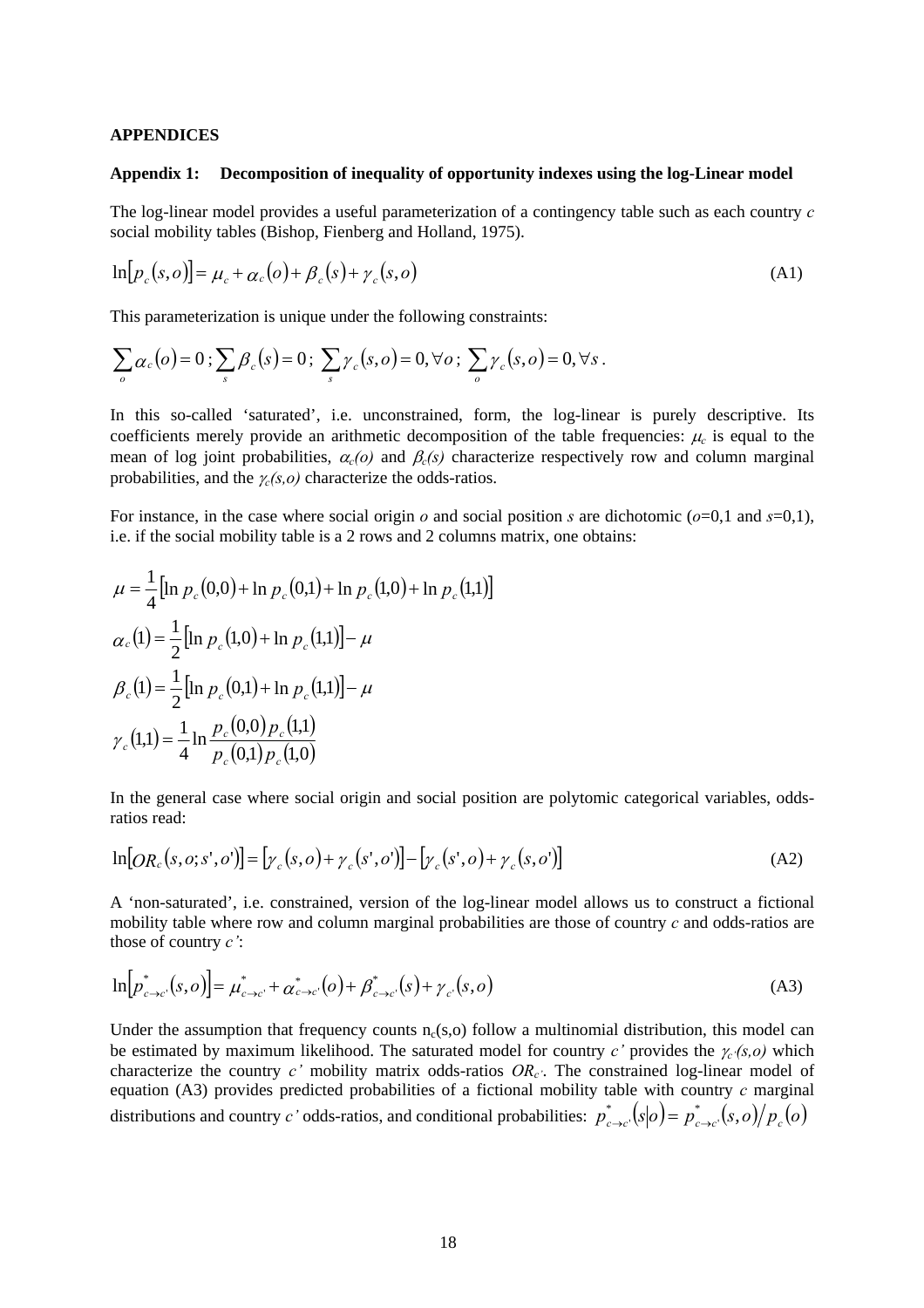## APPENDICES

### Appendix 1: Decomposition of inequality of opportunity indexes using the log-Linear model

The log-linear model provides a useful parameterization of a contingency table such as each country $c$ social mobility tables (Bishop, Fienberg and Holland, 1975).

$$\ln[p_c(s,o)] = \mu_c + \alpha_c(o) + \beta_c(s) + \gamma_c(s,o) \tag{A1}$$

This parameterization is unique under the following constraints:

$$\sum_o \alpha_c(o) = 0 \,;\, \sum_s \beta_c(s) = 0 \,;\, \sum_s \gamma_c(s,o) = 0, \forall o \,;\, \sum_o \gamma_c(s,o) = 0, \forall s \,.$$

In this so-called 'saturated', i.e. unconstrained, form, the log-linear is purely descriptive. Its coefficients merely provide an arithmetic decomposition of the table frequencies: $\mu_c$ is equal to the mean of log joint probabilities, $\alpha_c(o)$ and $\beta_c(s)$ characterize respectively row and column marginal probabilities, and the $\gamma_c(s,o)$ characterize the odds-ratios.

For instance, in the case where social origin $o$ and social position $s$ are dichotomic ($o$=0,1 and $s$=0,1), i.e. if the social mobility table is a 2 rows and 2 columns matrix, one obtains:

$$\mu = \frac{1}{4}\left[\ln p_c(0,0) + \ln p_c(0,1) + \ln p_c(1,0) + \ln p_c(1,1)\right]$$

$$\alpha_c(1) = \frac{1}{2}\left[\ln p_c(1,0) + \ln p_c(1,1)\right] - \mu$$

$$\beta_c(1) = \frac{1}{2}\left[\ln p_c(0,1) + \ln p_c(1,1)\right] - \mu$$

$$\gamma_c(1,1) = \frac{1}{4}\ln\frac{p_c(0,0)\,p_c(1,1)}{p_c(0,1)\,p_c(1,0)}$$

In the general case where social origin and social position are polytomic categorical variables, odds-ratios read:

$$\ln[OR_c(s,o;s',o')] = [\gamma_c(s,o) + \gamma_c(s',o')] - [\gamma_c(s',o) + \gamma_c(s,o')] \tag{A2}$$

A 'non-saturated', i.e. constrained, version of the log-linear model allows us to construct a fictional mobility table where row and column marginal probabilities are those of country $c$ and odds-ratios are those of country $c'$:

$$\ln\left[p^*_{c\to c'}(s,o)\right] = \mu^*_{c\to c'} + \alpha^*_{c\to c'}(o) + \beta^*_{c\to c'}(s) + \gamma_{c'}(s,o) \tag{A3}$$

Under the assumption that frequency counts $n_c(s,o)$ follow a multinomial distribution, this model can be estimated by maximum likelihood. The saturated model for country $c'$ provides the $\gamma_{c'}(s,o)$ which characterize the country $c'$ mobility matrix odds-ratios $OR_{c'}$. The constrained log-linear model of equation (A3) provides predicted probabilities of a fictional mobility table with country $c$ marginal distributions and country $c'$ odds-ratios, and conditional probabilities: $p^*_{c\to c'}(s|o) = p^*_{c\to c'}(s,o)/p_c(o)$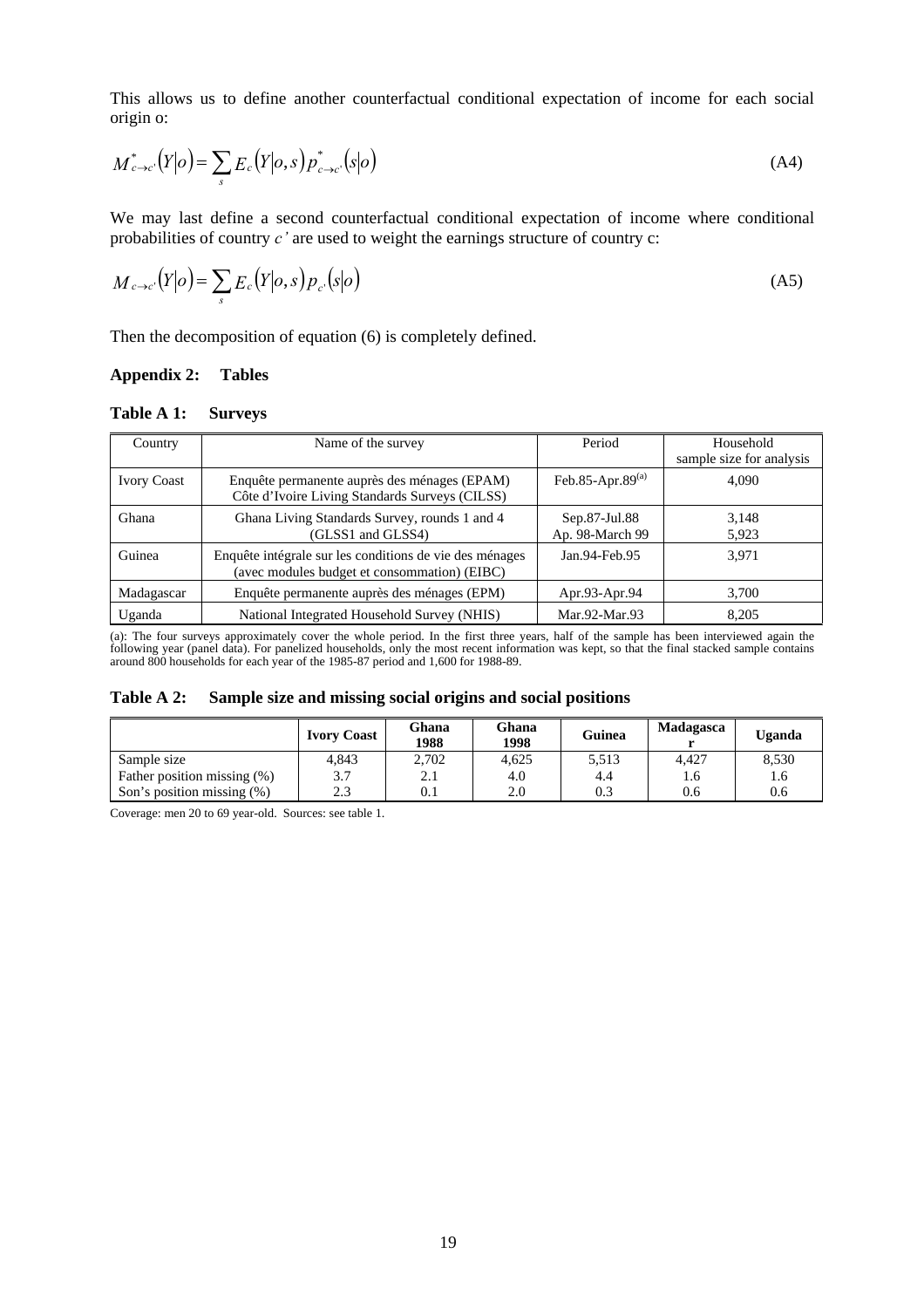This allows us to define another counterfactual conditional expectation of income for each social origin o:

$$M^*_{c\to c'}(Y|o) = \sum_s E_c(Y|o,s)\, p^*_{c\to c'}(s|o) \tag{A4}$$

We may last define a second counterfactual conditional expectation of income where conditional probabilities of country *c'* are used to weight the earnings structure of country c:

$$M_{c\to c'}(Y|o) = \sum_s E_c(Y|o,s)\, p_{c'}(s|o) \tag{A5}$$

Then the decomposition of equation (6) is completely defined.

### Appendix 2: Tables

**Table A 1: Surveys**

| Country | Name of the survey | Period | Household sample size for analysis |
|---|---|---|---|
| Ivory Coast | Enquête permanente auprès des ménages (EPAM) Côte d'Ivoire Living Standards Surveys (CILSS) | Feb.85-Apr.89[(a)] | 4,090 |
| Ghana | Ghana Living Standards Survey, rounds 1 and 4 (GLSS1 and GLSS4) | Sep.87-Jul.88<br>Ap. 98-March 99 | 3,148<br>5,923 |
| Guinea | Enquête intégrale sur les conditions de vie des ménages (avec modules budget et consommation) (EIBC) | Jan.94-Feb.95 | 3,971 |
| Madagascar | Enquête permanente auprès des ménages (EPM) | Apr.93-Apr.94 | 3,700 |
| Uganda | National Integrated Household Survey (NHIS) | Mar.92-Mar.93 | 8,205 |

(a): The four surveys approximately cover the whole period. In the first three years, half of the sample has been interviewed again the following year (panel data). For panelized households, only the most recent information was kept, so that the final stacked sample contains around 800 households for each year of the 1985-87 period and 1,600 for 1988-89.

**Table A 2: Sample size and missing social origins and social positions**

| | Ivory Coast | Ghana 1988 | Ghana 1998 | Guinea | Madagascar | Uganda |
|---|---|---|---|---|---|---|
| Sample size | 4,843 | 2,702 | 4,625 | 5,513 | 4,427 | 8,530 |
| Father position missing (%) | 3.7 | 2.1 | 4.0 | 4.4 | 1.6 | 1.6 |
| Son's position missing (%) | 2.3 | 0.1 | 2.0 | 0.3 | 0.6 | 0.6 |

Coverage: men 20 to 69 year-old. Sources: see table 1.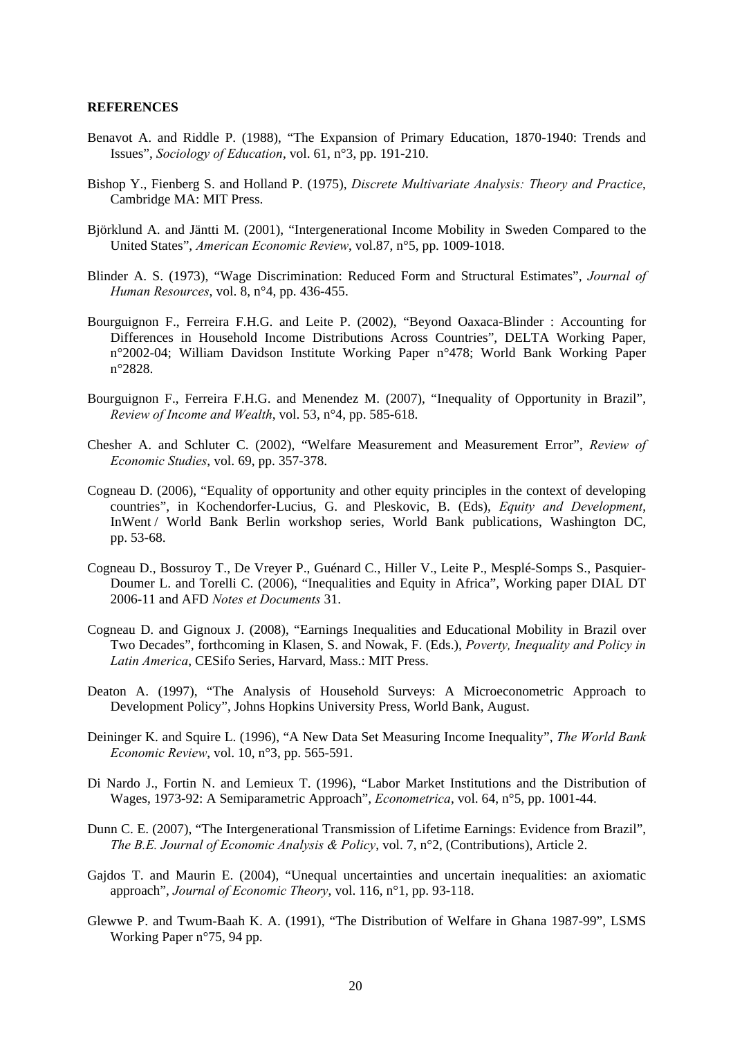**REFERENCES**

Benavot A. and Riddle P. (1988), "The Expansion of Primary Education, 1870-1940: Trends and Issues", *Sociology of Education*, vol. 61, n°3, pp. 191-210.

Bishop Y., Fienberg S. and Holland P. (1975), *Discrete Multivariate Analysis: Theory and Practice*, Cambridge MA: MIT Press.

Björklund A. and Jäntti M. (2001), "Intergenerational Income Mobility in Sweden Compared to the United States", *American Economic Review*, vol.87, n°5, pp. 1009-1018.

Blinder A. S. (1973), "Wage Discrimination: Reduced Form and Structural Estimates", *Journal of Human Resources*, vol. 8, n°4, pp. 436-455.

Bourguignon F., Ferreira F.H.G. and Leite P. (2002), "Beyond Oaxaca-Blinder : Accounting for Differences in Household Income Distributions Across Countries", DELTA Working Paper, n°2002-04; William Davidson Institute Working Paper n°478; World Bank Working Paper n°2828.

Bourguignon F., Ferreira F.H.G. and Menendez M. (2007), "Inequality of Opportunity in Brazil", *Review of Income and Wealth*, vol. 53, n°4, pp. 585-618.

Chesher A. and Schluter C. (2002), "Welfare Measurement and Measurement Error", *Review of Economic Studies*, vol. 69, pp. 357-378.

Cogneau D. (2006), "Equality of opportunity and other equity principles in the context of developing countries", in Kochendorfer-Lucius, G. and Pleskovic, B. (Eds), *Equity and Development*, InWent / World Bank Berlin workshop series, World Bank publications, Washington DC, pp. 53-68.

Cogneau D., Bossuroy T., De Vreyer P., Guénard C., Hiller V., Leite P., Mesplé-Somps S., Pasquier-Doumer L. and Torelli C. (2006), "Inequalities and Equity in Africa", Working paper DIAL DT 2006-11 and AFD *Notes et Documents* 31.

Cogneau D. and Gignoux J. (2008), "Earnings Inequalities and Educational Mobility in Brazil over Two Decades", forthcoming in Klasen, S. and Nowak, F. (Eds.), *Poverty, Inequality and Policy in Latin America*, CESifo Series, Harvard, Mass.: MIT Press.

Deaton A. (1997), "The Analysis of Household Surveys: A Microeconometric Approach to Development Policy", Johns Hopkins University Press, World Bank, August.

Deininger K. and Squire L. (1996), "A New Data Set Measuring Income Inequality", *The World Bank Economic Review*, vol. 10, n°3, pp. 565-591.

Di Nardo J., Fortin N. and Lemieux T. (1996), "Labor Market Institutions and the Distribution of Wages, 1973-92: A Semiparametric Approach", *Econometrica*, vol. 64, n°5, pp. 1001-44.

Dunn C. E. (2007), "The Intergenerational Transmission of Lifetime Earnings: Evidence from Brazil", *The B.E. Journal of Economic Analysis & Policy*, vol. 7, n°2, (Contributions), Article 2.

Gajdos T. and Maurin E. (2004), "Unequal uncertainties and uncertain inequalities: an axiomatic approach", *Journal of Economic Theory*, vol. 116, n°1, pp. 93-118.

Glewwe P. and Twum-Baah K. A. (1991), "The Distribution of Welfare in Ghana 1987-99", LSMS Working Paper n°75, 94 pp.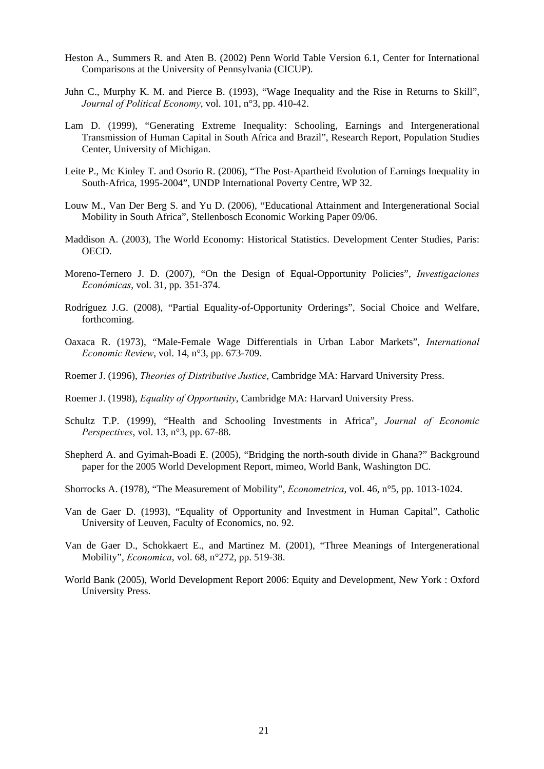Heston A., Summers R. and Aten B. (2002) Penn World Table Version 6.1, Center for International Comparisons at the University of Pennsylvania (CICUP).

Juhn C., Murphy K. M. and Pierce B. (1993), "Wage Inequality and the Rise in Returns to Skill", *Journal of Political Economy*, vol. 101, n°3, pp. 410-42.

Lam D. (1999), "Generating Extreme Inequality: Schooling, Earnings and Intergenerational Transmission of Human Capital in South Africa and Brazil", Research Report, Population Studies Center, University of Michigan.

Leite P., Mc Kinley T. and Osorio R. (2006), "The Post-Apartheid Evolution of Earnings Inequality in South-Africa, 1995-2004", UNDP International Poverty Centre, WP 32.

Louw M., Van Der Berg S. and Yu D. (2006), "Educational Attainment and Intergenerational Social Mobility in South Africa", Stellenbosch Economic Working Paper 09/06.

Maddison A. (2003), The World Economy: Historical Statistics. Development Center Studies, Paris: OECD.

Moreno-Ternero J. D. (2007), "On the Design of Equal-Opportunity Policies", *Investigaciones Económicas*, vol. 31, pp. 351-374.

Rodríguez J.G. (2008), "Partial Equality-of-Opportunity Orderings", Social Choice and Welfare, forthcoming.

Oaxaca R. (1973), "Male-Female Wage Differentials in Urban Labor Markets", *International Economic Review*, vol. 14, n°3, pp. 673-709.

Roemer J. (1996), *Theories of Distributive Justice*, Cambridge MA: Harvard University Press.

Roemer J. (1998), *Equality of Opportunity*, Cambridge MA: Harvard University Press.

Schultz T.P. (1999), "Health and Schooling Investments in Africa", *Journal of Economic Perspectives*, vol. 13, n°3, pp. 67-88.

Shepherd A. and Gyimah-Boadi E. (2005), "Bridging the north-south divide in Ghana?" Background paper for the 2005 World Development Report, mimeo, World Bank, Washington DC.

Shorrocks A. (1978), "The Measurement of Mobility", *Econometrica*, vol. 46, n°5, pp. 1013-1024.

Van de Gaer D. (1993), "Equality of Opportunity and Investment in Human Capital", Catholic University of Leuven, Faculty of Economics, no. 92.

Van de Gaer D., Schokkaert E., and Martinez M. (2001), "Three Meanings of Intergenerational Mobility", *Economica*, vol. 68, n°272, pp. 519-38.

World Bank (2005), World Development Report 2006: Equity and Development, New York : Oxford University Press.